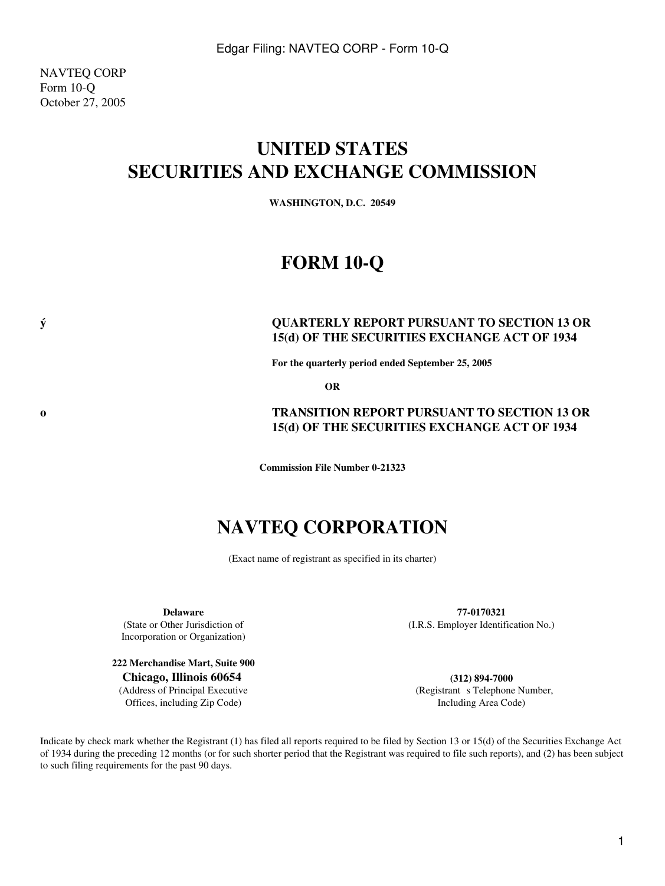NAVTEQ CORP
Form 10-Q
October 27, 2005

# UNITED STATES
# SECURITIES AND EXCHANGE COMMISSION

**WASHINGTON, D.C. 20549**

# FORM 10-Q

ý **QUARTERLY REPORT PURSUANT TO SECTION 13 OR 15(d) OF THE SECURITIES EXCHANGE ACT OF 1934**

**For the quarterly period ended September 25, 2005**

**OR**

o **TRANSITION REPORT PURSUANT TO SECTION 13 OR 15(d) OF THE SECURITIES EXCHANGE ACT OF 1934**

**Commission File Number 0-21323**

# NAVTEQ CORPORATION

(Exact name of registrant as specified in its charter)

| | |
|---|---|
| **Delaware**<br>(State or Other Jurisdiction of Incorporation or Organization) | **77-0170321**<br>(I.R.S. Employer Identification No.) |
| **222 Merchandise Mart, Suite 900**<br>**Chicago, Illinois 60654**<br>(Address of Principal Executive Offices, including Zip Code) | **(312) 894-7000**<br>(Registrant s Telephone Number, Including Area Code) |

Indicate by check mark whether the Registrant (1) has filed all reports required to be filed by Section 13 or 15(d) of the Securities Exchange Act of 1934 during the preceding 12 months (or for such shorter period that the Registrant was required to file such reports), and (2) has been subject to such filing requirements for the past 90 days.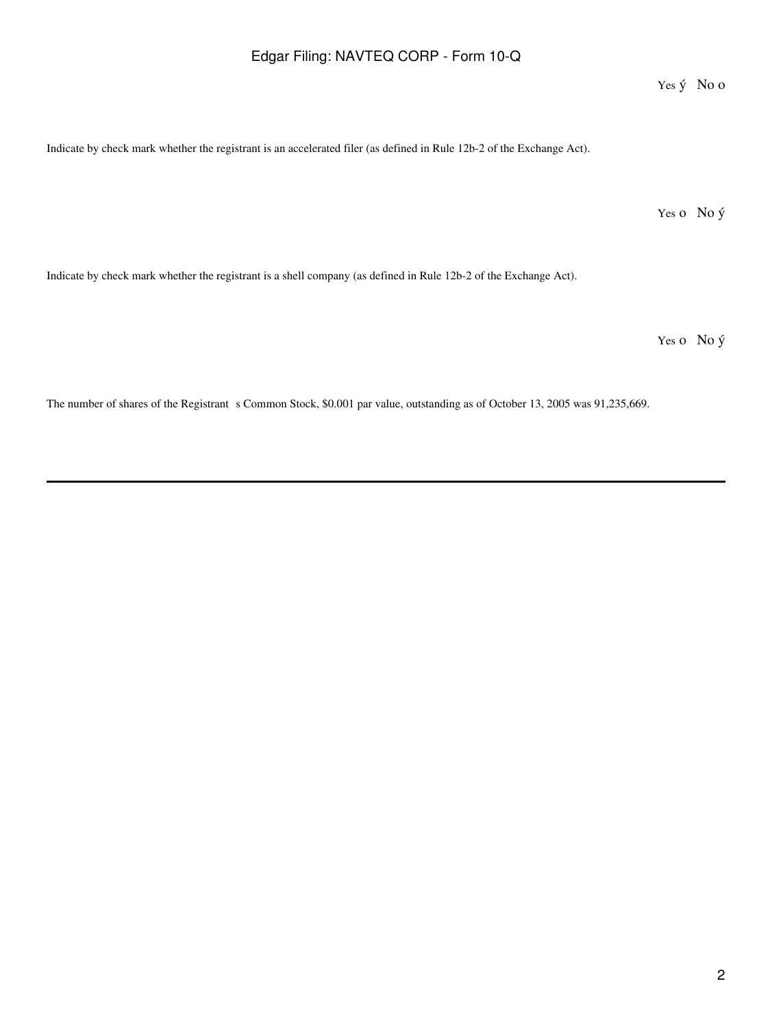Yes ý No o

Indicate by check mark whether the registrant is an accelerated filer (as defined in Rule 12b-2 of the Exchange Act).

Yes o No ý

Indicate by check mark whether the registrant is a shell company (as defined in Rule 12b-2 of the Exchange Act).

Yes o No ý

The number of shares of the Registrant s Common Stock, $0.001 par value, outstanding as of October 13, 2005 was 91,235,669.

---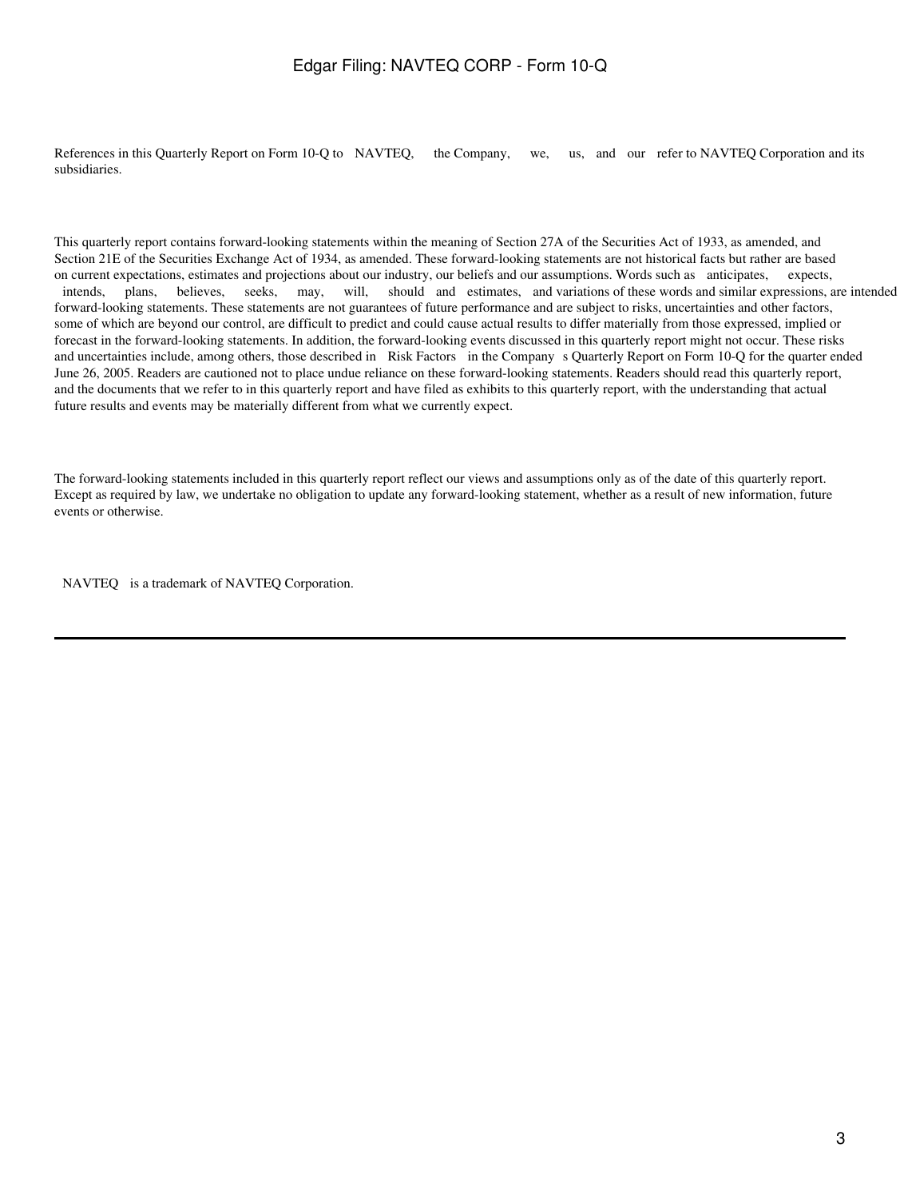References in this Quarterly Report on Form 10-Q to NAVTEQ, the Company, we, us, and our refer to NAVTEQ Corporation and its subsidiaries.

This quarterly report contains forward-looking statements within the meaning of Section 27A of the Securities Act of 1933, as amended, and Section 21E of the Securities Exchange Act of 1934, as amended. These forward-looking statements are not historical facts but rather are based on current expectations, estimates and projections about our industry, our beliefs and our assumptions. Words such as anticipates, expects, intends, plans, believes, seeks, may, will, should and estimates, and variations of these words and similar expressions, are intended forward-looking statements. These statements are not guarantees of future performance and are subject to risks, uncertainties and other factors, some of which are beyond our control, are difficult to predict and could cause actual results to differ materially from those expressed, implied or forecast in the forward-looking statements. In addition, the forward-looking events discussed in this quarterly report might not occur. These risks and uncertainties include, among others, those described in Risk Factors in the Company s Quarterly Report on Form 10-Q for the quarter ended June 26, 2005. Readers are cautioned not to place undue reliance on these forward-looking statements. Readers should read this quarterly report, and the documents that we refer to in this quarterly report and have filed as exhibits to this quarterly report, with the understanding that actual future results and events may be materially different from what we currently expect.

The forward-looking statements included in this quarterly report reflect our views and assumptions only as of the date of this quarterly report. Except as required by law, we undertake no obligation to update any forward-looking statement, whether as a result of new information, future events or otherwise.

NAVTEQ is a trademark of NAVTEQ Corporation.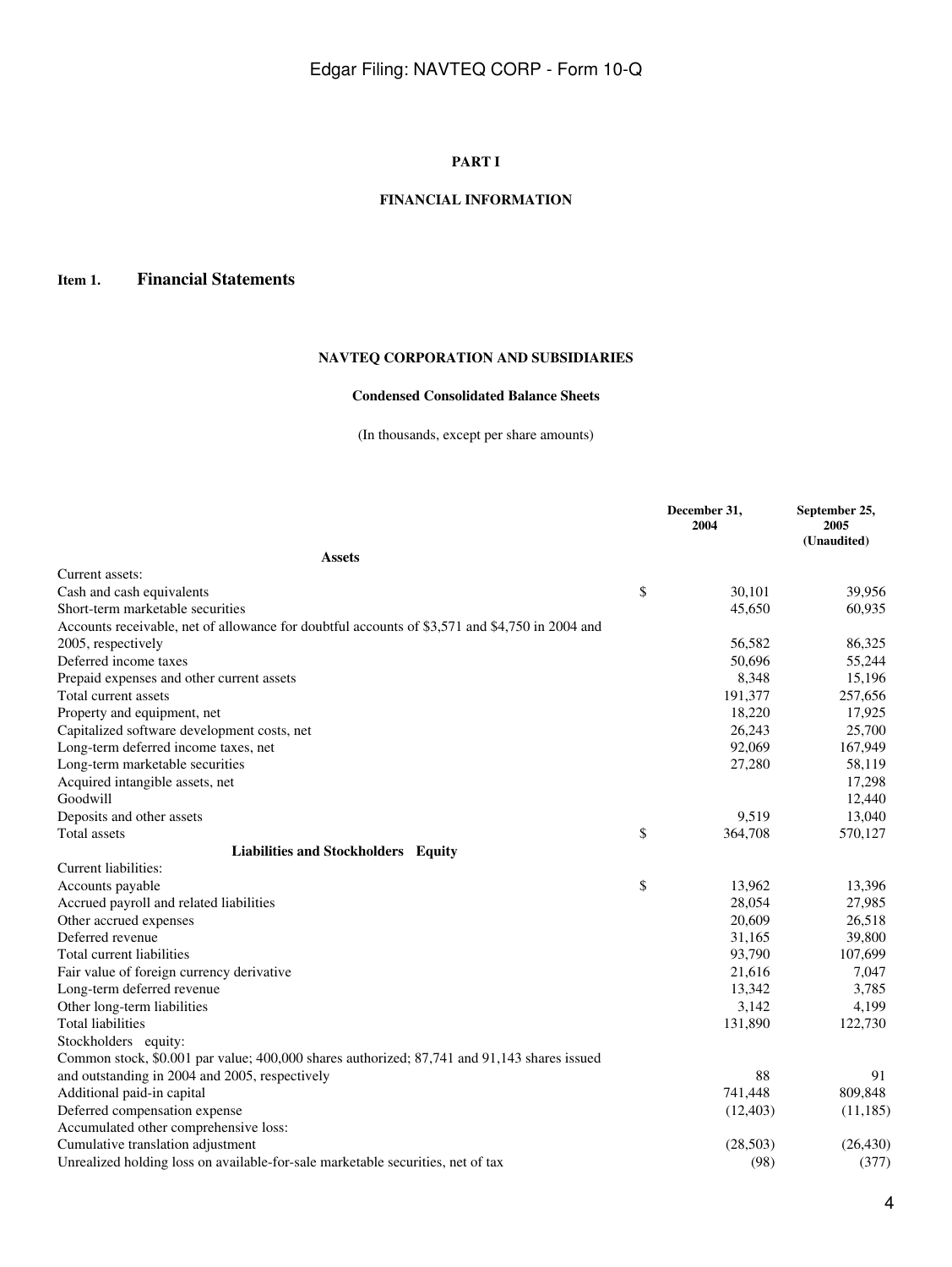# PART I

## FINANCIAL INFORMATION

## Item 1. Financial Statements

### NAVTEQ CORPORATION AND SUBSIDIARIES

#### Condensed Consolidated Balance Sheets

(In thousands, except per share amounts)

| | | December 31, 2004 | September 25, 2005 (Unaudited) |
|---|---|---|---|
| **Assets** | | | |
| Current assets: | | | |
| Cash and cash equivalents | $ | 30,101 | 39,956 |
| Short-term marketable securities | | 45,650 | 60,935 |
| Accounts receivable, net of allowance for doubtful accounts of $3,571 and $4,750 in 2004 and 2005, respectively | | 56,582 | 86,325 |
| Deferred income taxes | | 50,696 | 55,244 |
| Prepaid expenses and other current assets | | 8,348 | 15,196 |
| Total current assets | | 191,377 | 257,656 |
| Property and equipment, net | | 18,220 | 17,925 |
| Capitalized software development costs, net | | 26,243 | 25,700 |
| Long-term deferred income taxes, net | | 92,069 | 167,949 |
| Long-term marketable securities | | 27,280 | 58,119 |
| Acquired intangible assets, net | | | 17,298 |
| Goodwill | | | 12,440 |
| Deposits and other assets | | 9,519 | 13,040 |
| Total assets | $ | 364,708 | 570,127 |
| **Liabilities and Stockholders Equity** | | | |
| Current liabilities: | | | |
| Accounts payable | $ | 13,962 | 13,396 |
| Accrued payroll and related liabilities | | 28,054 | 27,985 |
| Other accrued expenses | | 20,609 | 26,518 |
| Deferred revenue | | 31,165 | 39,800 |
| Total current liabilities | | 93,790 | 107,699 |
| Fair value of foreign currency derivative | | 21,616 | 7,047 |
| Long-term deferred revenue | | 13,342 | 3,785 |
| Other long-term liabilities | | 3,142 | 4,199 |
| Total liabilities | | 131,890 | 122,730 |
| Stockholders equity: | | | |
| Common stock, $0.001 par value; 400,000 shares authorized; 87,741 and 91,143 shares issued and outstanding in 2004 and 2005, respectively | | 88 | 91 |
| Additional paid-in capital | | 741,448 | 809,848 |
| Deferred compensation expense | | (12,403) | (11,185) |
| Accumulated other comprehensive loss: | | | |
| Cumulative translation adjustment | | (28,503) | (26,430) |
| Unrealized holding loss on available-for-sale marketable securities, net of tax | | (98) | (377) |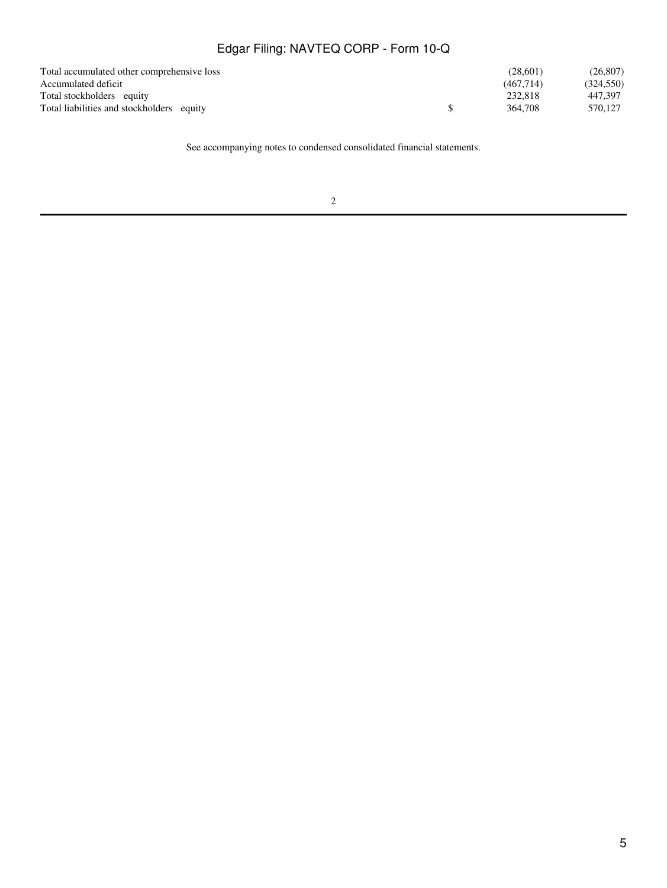| | | | |
|---|---|---|---|
| Total accumulated other comprehensive loss | | (28,601) | (26,807) |
| Accumulated deficit | | (467,714) | (324,550) |
| Total stockholders equity | | 232,818 | 447,397 |
| Total liabilities and stockholders equity | $ | 364,708 | 570,127 |

See accompanying notes to condensed consolidated financial statements.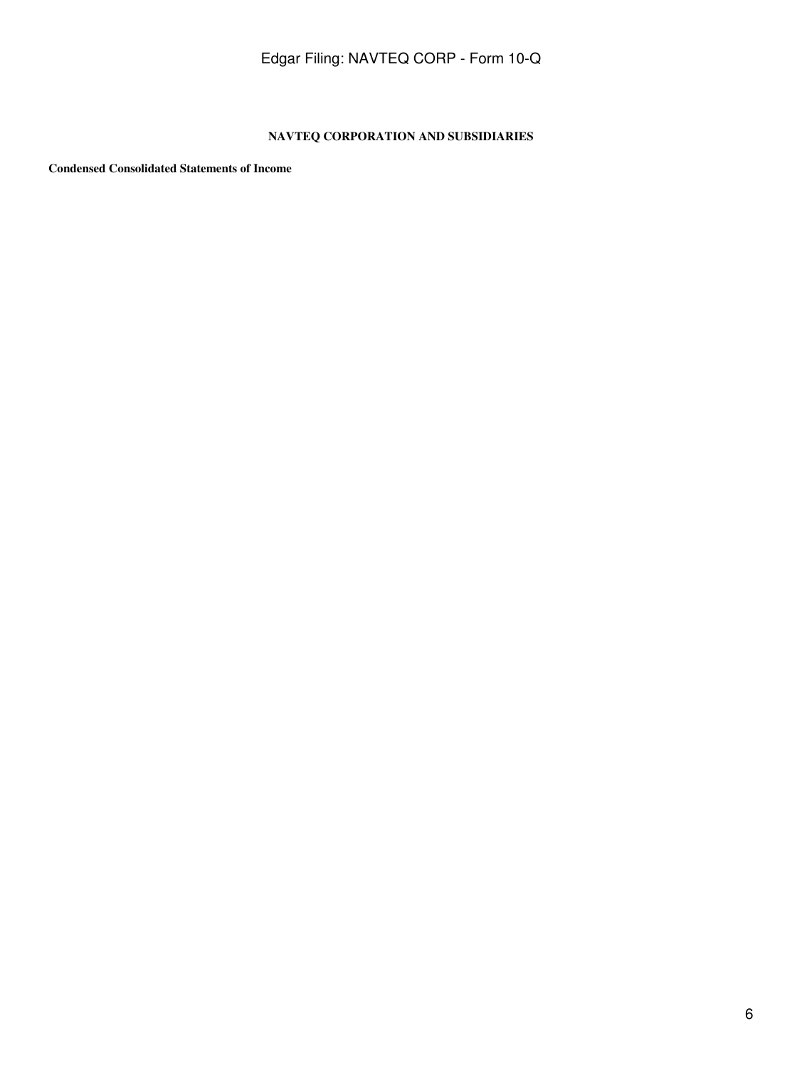**NAVTEQ CORPORATION AND SUBSIDIARIES**

**Condensed Consolidated Statements of Income**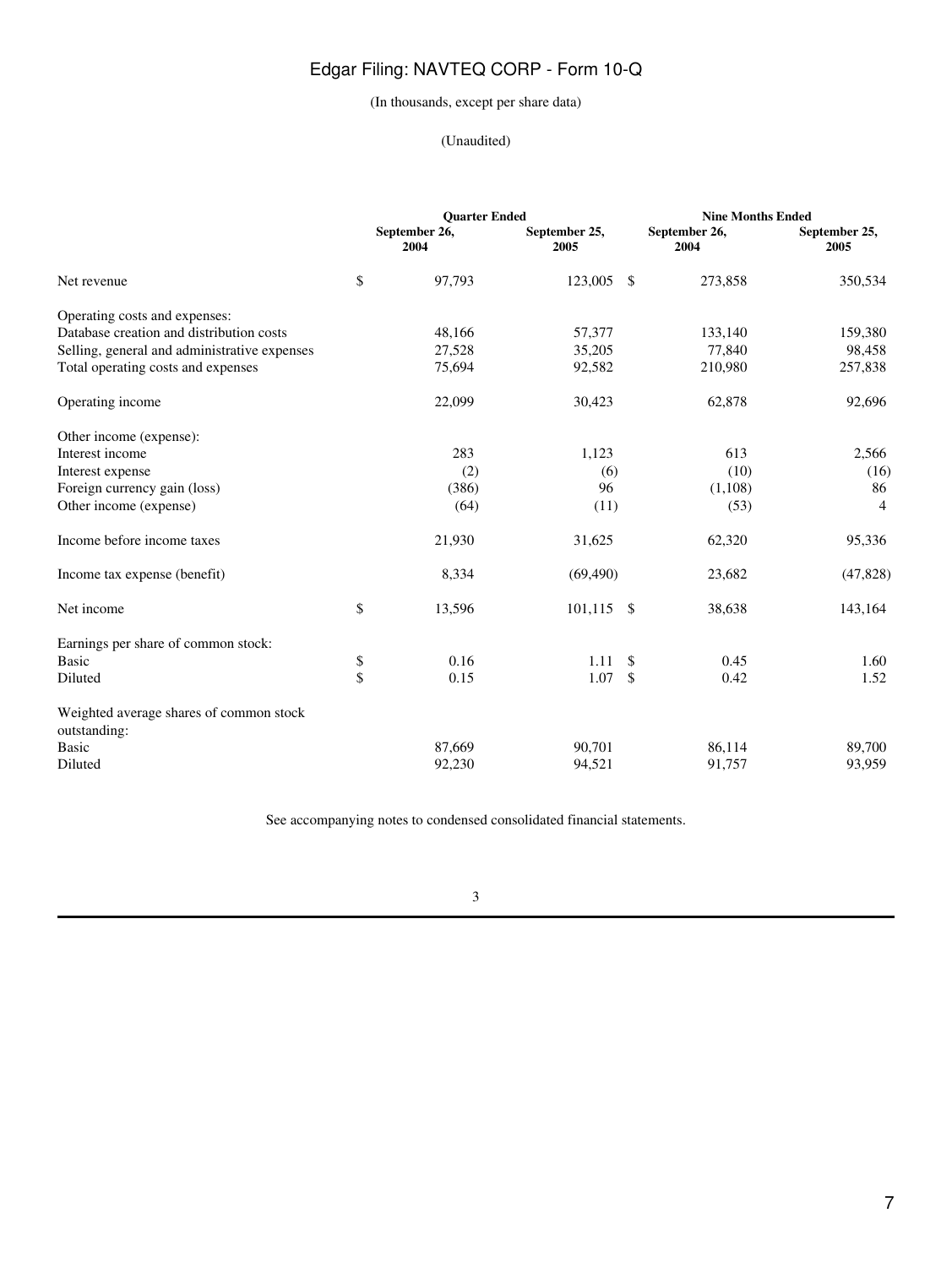(In thousands, except per share data)

(Unaudited)

| | Quarter Ended | | Nine Months Ended | |
|---|---|---|---|---|
| | September 26, 2004 | September 25, 2005 | September 26, 2004 | September 25, 2005 |
| Net revenue | $ 97,793 | 123,005 | $ 273,858 | 350,534 |
| Operating costs and expenses: | | | | |
| Database creation and distribution costs | 48,166 | 57,377 | 133,140 | 159,380 |
| Selling, general and administrative expenses | 27,528 | 35,205 | 77,840 | 98,458 |
| Total operating costs and expenses | 75,694 | 92,582 | 210,980 | 257,838 |
| Operating income | 22,099 | 30,423 | 62,878 | 92,696 |
| Other income (expense): | | | | |
| Interest income | 283 | 1,123 | 613 | 2,566 |
| Interest expense | (2) | (6) | (10) | (16) |
| Foreign currency gain (loss) | (386) | 96 | (1,108) | 86 |
| Other income (expense) | (64) | (11) | (53) | 4 |
| Income before income taxes | 21,930 | 31,625 | 62,320 | 95,336 |
| Income tax expense (benefit) | 8,334 | (69,490) | 23,682 | (47,828) |
| Net income | $ 13,596 | 101,115 | $ 38,638 | 143,164 |
| Earnings per share of common stock: | | | | |
| Basic | $ 0.16 | 1.11 | $ 0.45 | 1.60 |
| Diluted | $ 0.15 | 1.07 | $ 0.42 | 1.52 |
| Weighted average shares of common stock outstanding: | | | | |
| Basic | 87,669 | 90,701 | 86,114 | 89,700 |
| Diluted | 92,230 | 94,521 | 91,757 | 93,959 |

See accompanying notes to condensed consolidated financial statements.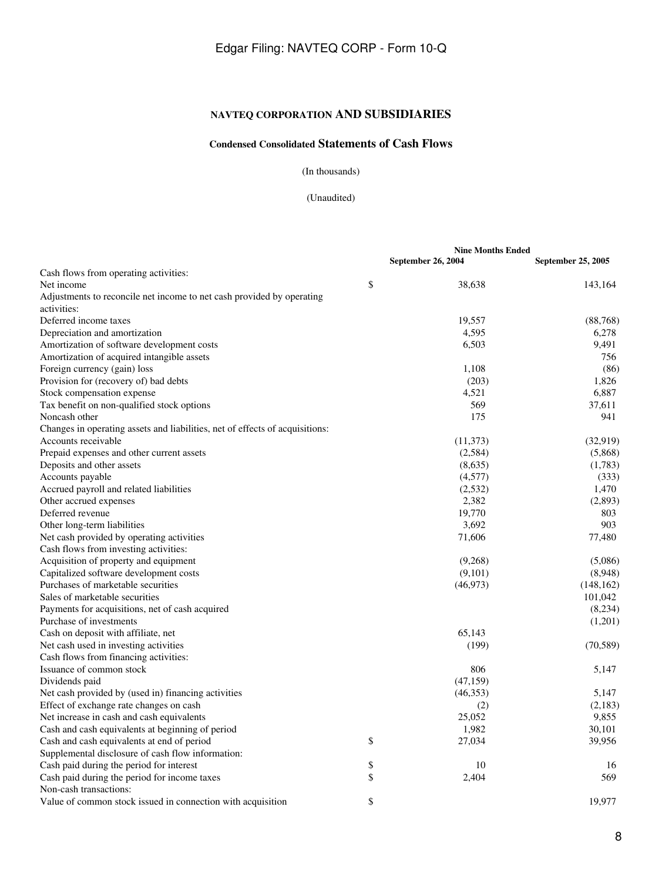## NAVTEQ CORPORATION AND SUBSIDIARIES

### Condensed Consolidated Statements of Cash Flows

(In thousands)

(Unaudited)

| | Nine Months Ended | |
|---|---|---|
| | September 26, 2004 | September 25, 2005 |
| Cash flows from operating activities: | | |
| Net income | $ 38,638 | 143,164 |
| Adjustments to reconcile net income to net cash provided by operating activities: | | |
| Deferred income taxes | 19,557 | (88,768) |
| Depreciation and amortization | 4,595 | 6,278 |
| Amortization of software development costs | 6,503 | 9,491 |
| Amortization of acquired intangible assets | | 756 |
| Foreign currency (gain) loss | 1,108 | (86) |
| Provision for (recovery of) bad debts | (203) | 1,826 |
| Stock compensation expense | 4,521 | 6,887 |
| Tax benefit on non-qualified stock options | 569 | 37,611 |
| Noncash other | 175 | 941 |
| Changes in operating assets and liabilities, net of effects of acquisitions: | | |
| Accounts receivable | (11,373) | (32,919) |
| Prepaid expenses and other current assets | (2,584) | (5,868) |
| Deposits and other assets | (8,635) | (1,783) |
| Accounts payable | (4,577) | (333) |
| Accrued payroll and related liabilities | (2,532) | 1,470 |
| Other accrued expenses | 2,382 | (2,893) |
| Deferred revenue | 19,770 | 803 |
| Other long-term liabilities | 3,692 | 903 |
| Net cash provided by operating activities | 71,606 | 77,480 |
| Cash flows from investing activities: | | |
| Acquisition of property and equipment | (9,268) | (5,086) |
| Capitalized software development costs | (9,101) | (8,948) |
| Purchases of marketable securities | (46,973) | (148,162) |
| Sales of marketable securities | | 101,042 |
| Payments for acquisitions, net of cash acquired | | (8,234) |
| Purchase of investments | | (1,201) |
| Cash on deposit with affiliate, net | 65,143 | |
| Net cash used in investing activities | (199) | (70,589) |
| Cash flows from financing activities: | | |
| Issuance of common stock | 806 | 5,147 |
| Dividends paid | (47,159) | |
| Net cash provided by (used in) financing activities | (46,353) | 5,147 |
| Effect of exchange rate changes on cash | (2) | (2,183) |
| Net increase in cash and cash equivalents | 25,052 | 9,855 |
| Cash and cash equivalents at beginning of period | 1,982 | 30,101 |
| Cash and cash equivalents at end of period | $ 27,034 | 39,956 |
| Supplemental disclosure of cash flow information: | | |
| Cash paid during the period for interest | $ 10 | 16 |
| Cash paid during the period for income taxes | $ 2,404 | 569 |
| Non-cash transactions: | | |
| Value of common stock issued in connection with acquisition | $ | 19,977 |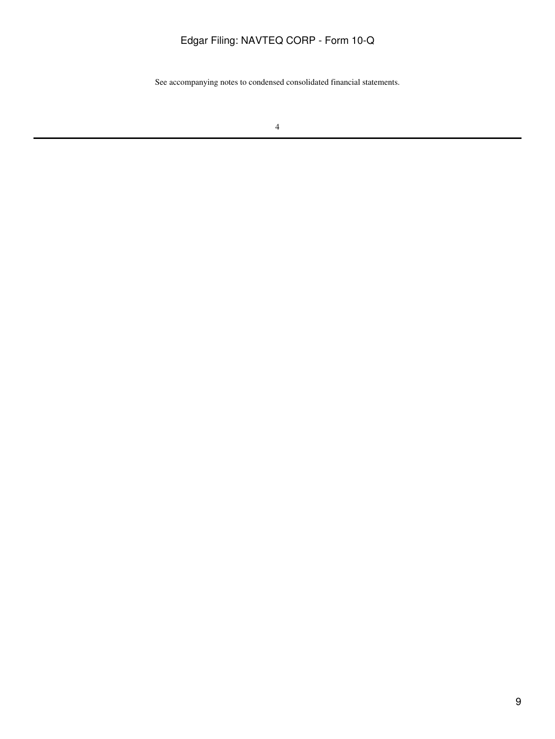See accompanying notes to condensed consolidated financial statements.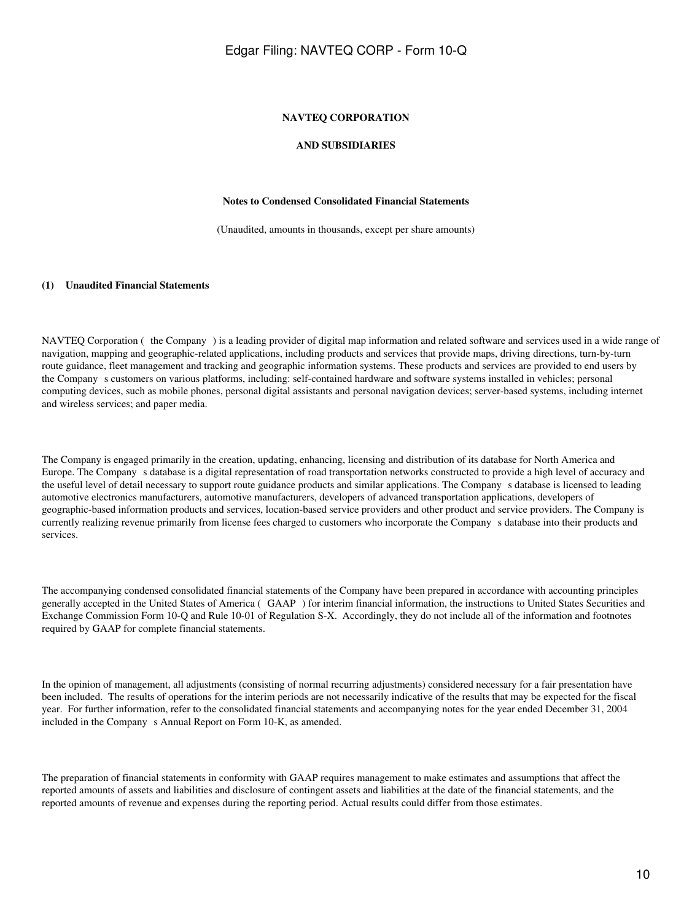**NAVTEQ CORPORATION**

**AND SUBSIDIARIES**

**Notes to Condensed Consolidated Financial Statements**

(Unaudited, amounts in thousands, except per share amounts)

**(1) Unaudited Financial Statements**

NAVTEQ Corporation ( the Company ) is a leading provider of digital map information and related software and services used in a wide range of navigation, mapping and geographic-related applications, including products and services that provide maps, driving directions, turn-by-turn route guidance, fleet management and tracking and geographic information systems. These products and services are provided to end users by the Company s customers on various platforms, including: self-contained hardware and software systems installed in vehicles; personal computing devices, such as mobile phones, personal digital assistants and personal navigation devices; server-based systems, including internet and wireless services; and paper media.

The Company is engaged primarily in the creation, updating, enhancing, licensing and distribution of its database for North America and Europe. The Company s database is a digital representation of road transportation networks constructed to provide a high level of accuracy and the useful level of detail necessary to support route guidance products and similar applications. The Company s database is licensed to leading automotive electronics manufacturers, automotive manufacturers, developers of advanced transportation applications, developers of geographic-based information products and services, location-based service providers and other product and service providers. The Company is currently realizing revenue primarily from license fees charged to customers who incorporate the Company s database into their products and services.

The accompanying condensed consolidated financial statements of the Company have been prepared in accordance with accounting principles generally accepted in the United States of America ( GAAP ) for interim financial information, the instructions to United States Securities and Exchange Commission Form 10-Q and Rule 10-01 of Regulation S-X. Accordingly, they do not include all of the information and footnotes required by GAAP for complete financial statements.

In the opinion of management, all adjustments (consisting of normal recurring adjustments) considered necessary for a fair presentation have been included. The results of operations for the interim periods are not necessarily indicative of the results that may be expected for the fiscal year. For further information, refer to the consolidated financial statements and accompanying notes for the year ended December 31, 2004 included in the Company s Annual Report on Form 10-K, as amended.

The preparation of financial statements in conformity with GAAP requires management to make estimates and assumptions that affect the reported amounts of assets and liabilities and disclosure of contingent assets and liabilities at the date of the financial statements, and the reported amounts of revenue and expenses during the reporting period. Actual results could differ from those estimates.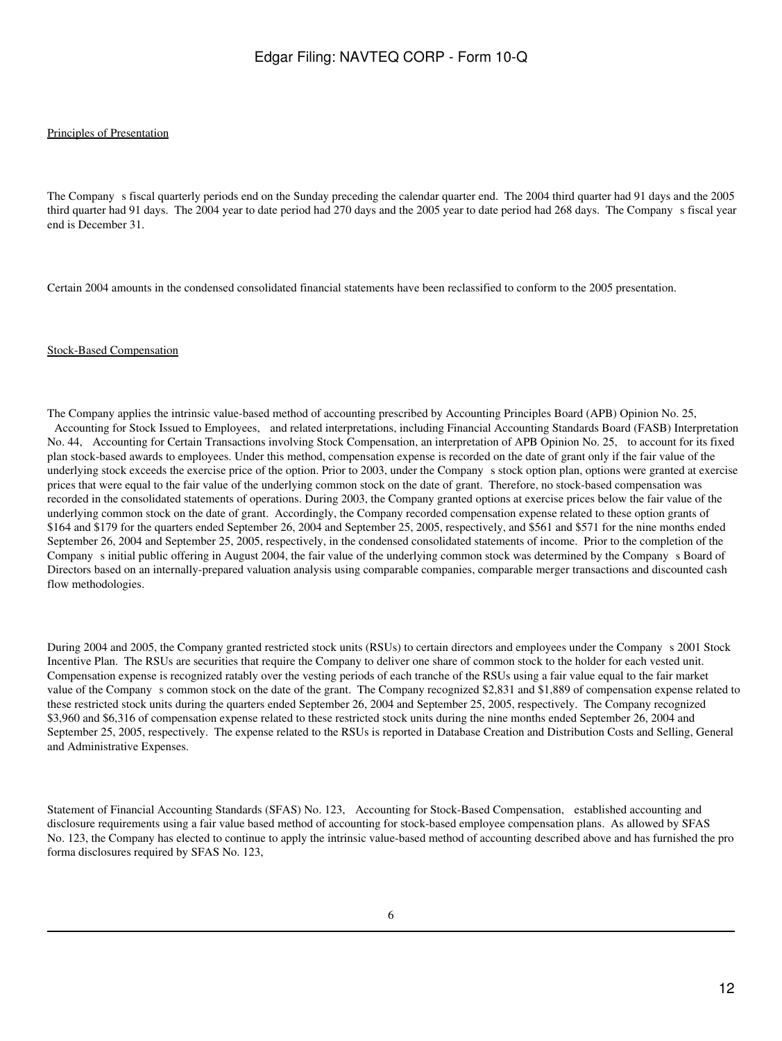Principles of Presentation

The Company s fiscal quarterly periods end on the Sunday preceding the calendar quarter end. The 2004 third quarter had 91 days and the 2005 third quarter had 91 days. The 2004 year to date period had 270 days and the 2005 year to date period had 268 days. The Company s fiscal year end is December 31.

Certain 2004 amounts in the condensed consolidated financial statements have been reclassified to conform to the 2005 presentation.

Stock-Based Compensation

The Company applies the intrinsic value-based method of accounting prescribed by Accounting Principles Board (APB) Opinion No. 25, Accounting for Stock Issued to Employees, and related interpretations, including Financial Accounting Standards Board (FASB) Interpretation No. 44, Accounting for Certain Transactions involving Stock Compensation, an interpretation of APB Opinion No. 25, to account for its fixed plan stock-based awards to employees. Under this method, compensation expense is recorded on the date of grant only if the fair value of the underlying stock exceeds the exercise price of the option. Prior to 2003, under the Company s stock option plan, options were granted at exercise prices that were equal to the fair value of the underlying common stock on the date of grant. Therefore, no stock-based compensation was recorded in the consolidated statements of operations. During 2003, the Company granted options at exercise prices below the fair value of the underlying common stock on the date of grant. Accordingly, the Company recorded compensation expense related to these option grants of \$164 and \$179 for the quarters ended September 26, 2004 and September 25, 2005, respectively, and \$561 and \$571 for the nine months ended September 26, 2004 and September 25, 2005, respectively, in the condensed consolidated statements of income. Prior to the completion of the Company s initial public offering in August 2004, the fair value of the underlying common stock was determined by the Company s Board of Directors based on an internally-prepared valuation analysis using comparable companies, comparable merger transactions and discounted cash flow methodologies.

During 2004 and 2005, the Company granted restricted stock units (RSUs) to certain directors and employees under the Company s 2001 Stock Incentive Plan. The RSUs are securities that require the Company to deliver one share of common stock to the holder for each vested unit. Compensation expense is recognized ratably over the vesting periods of each tranche of the RSUs using a fair value equal to the fair market value of the Company s common stock on the date of the grant. The Company recognized \$2,831 and \$1,889 of compensation expense related to these restricted stock units during the quarters ended September 26, 2004 and September 25, 2005, respectively. The Company recognized \$3,960 and \$6,316 of compensation expense related to these restricted stock units during the nine months ended September 26, 2004 and September 25, 2005, respectively. The expense related to the RSUs is reported in Database Creation and Distribution Costs and Selling, General and Administrative Expenses.

Statement of Financial Accounting Standards (SFAS) No. 123, Accounting for Stock-Based Compensation, established accounting and disclosure requirements using a fair value based method of accounting for stock-based employee compensation plans. As allowed by SFAS No. 123, the Company has elected to continue to apply the intrinsic value-based method of accounting described above and has furnished the pro forma disclosures required by SFAS No. 123,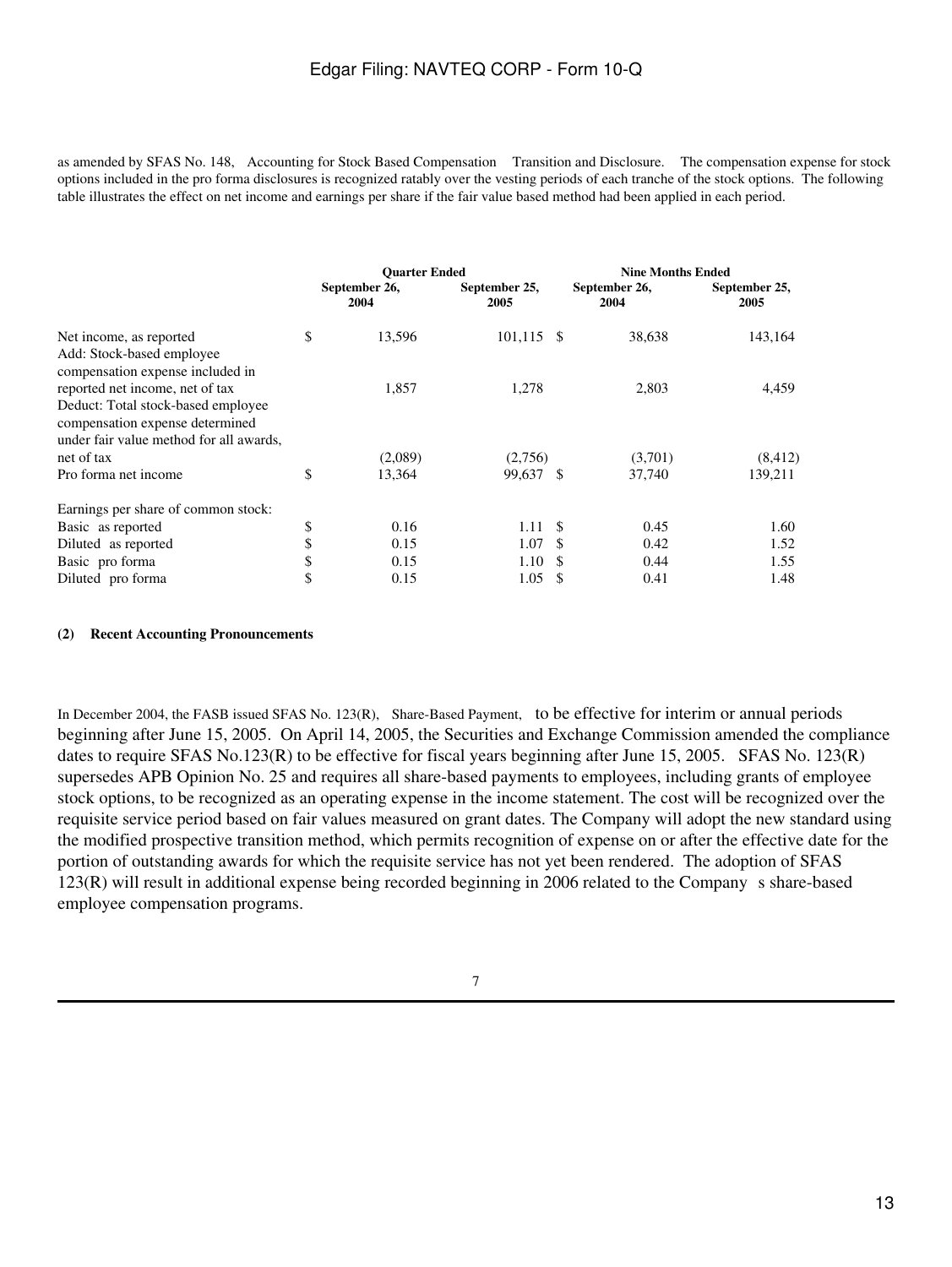as amended by SFAS No. 148, Accounting for Stock Based Compensation Transition and Disclosure. The compensation expense for stock options included in the pro forma disclosures is recognized ratably over the vesting periods of each tranche of the stock options. The following table illustrates the effect on net income and earnings per share if the fair value based method had been applied in each period.

| | Quarter Ended | | Nine Months Ended | |
|---|---|---|---|---|
| | September 26, 2004 | September 25, 2005 | September 26, 2004 | September 25, 2005 |
| Net income, as reported | $ 13,596 | 101,115 | $ 38,638 | 143,164 |
| Add: Stock-based employee compensation expense included in reported net income, net of tax | 1,857 | 1,278 | 2,803 | 4,459 |
| Deduct: Total stock-based employee compensation expense determined under fair value method for all awards, net of tax | (2,089) | (2,756) | (3,701) | (8,412) |
| Pro forma net income | $ 13,364 | 99,637 | $ 37,740 | 139,211 |
| Earnings per share of common stock: | | | | |
| Basic as reported | $ 0.16 | 1.11 | $ 0.45 | 1.60 |
| Diluted as reported | $ 0.15 | 1.07 | $ 0.42 | 1.52 |
| Basic pro forma | $ 0.15 | 1.10 | $ 0.44 | 1.55 |
| Diluted pro forma | $ 0.15 | 1.05 | $ 0.41 | 1.48 |

**(2) Recent Accounting Pronouncements**

In December 2004, the FASB issued SFAS No. 123(R), Share-Based Payment, to be effective for interim or annual periods beginning after June 15, 2005. On April 14, 2005, the Securities and Exchange Commission amended the compliance dates to require SFAS No.123(R) to be effective for fiscal years beginning after June 15, 2005. SFAS No. 123(R) supersedes APB Opinion No. 25 and requires all share-based payments to employees, including grants of employee stock options, to be recognized as an operating expense in the income statement. The cost will be recognized over the requisite service period based on fair values measured on grant dates. The Company will adopt the new standard using the modified prospective transition method, which permits recognition of expense on or after the effective date for the portion of outstanding awards for which the requisite service has not yet been rendered. The adoption of SFAS 123(R) will result in additional expense being recorded beginning in 2006 related to the Company s share-based employee compensation programs.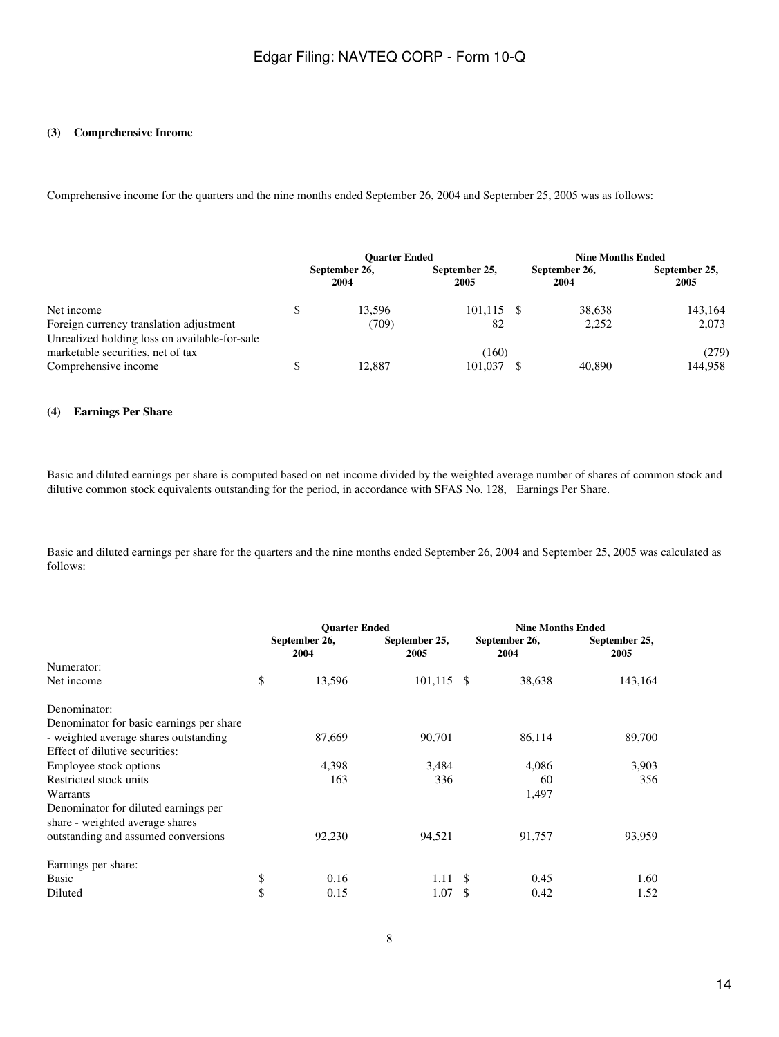### (3) Comprehensive Income

Comprehensive income for the quarters and the nine months ended September 26, 2004 and September 25, 2005 was as follows:

| | Quarter Ended | | Nine Months Ended | |
|---|---|---|---|---|
| | September 26, 2004 | September 25, 2005 | September 26, 2004 | September 25, 2005 |
| Net income | $ 13,596 | 101,115 | $ 38,638 | 143,164 |
| Foreign currency translation adjustment | (709) | 82 | 2,252 | 2,073 |
| Unrealized holding loss on available-for-sale marketable securities, net of tax | | (160) | | (279) |
| Comprehensive income | $ 12,887 | 101,037 | $ 40,890 | 144,958 |

### (4) Earnings Per Share

Basic and diluted earnings per share is computed based on net income divided by the weighted average number of shares of common stock and dilutive common stock equivalents outstanding for the period, in accordance with SFAS No. 128, Earnings Per Share.

Basic and diluted earnings per share for the quarters and the nine months ended September 26, 2004 and September 25, 2005 was calculated as follows:

| | Quarter Ended | | Nine Months Ended | |
|---|---|---|---|---|
| | September 26, 2004 | September 25, 2005 | September 26, 2004 | September 25, 2005 |
| Numerator: | | | | |
| Net income | $ 13,596 | 101,115 | $ 38,638 | 143,164 |
| Denominator: | | | | |
| Denominator for basic earnings per share - weighted average shares outstanding | 87,669 | 90,701 | 86,114 | 89,700 |
| Effect of dilutive securities: | | | | |
| Employee stock options | 4,398 | 3,484 | 4,086 | 3,903 |
| Restricted stock units | 163 | 336 | 60 | 356 |
| Warrants | | | 1,497 | |
| Denominator for diluted earnings per share - weighted average shares outstanding and assumed conversions | 92,230 | 94,521 | 91,757 | 93,959 |
| Earnings per share: | | | | |
| Basic | $ 0.16 | 1.11 | $ 0.45 | 1.60 |
| Diluted | $ 0.15 | 1.07 | $ 0.42 | 1.52 |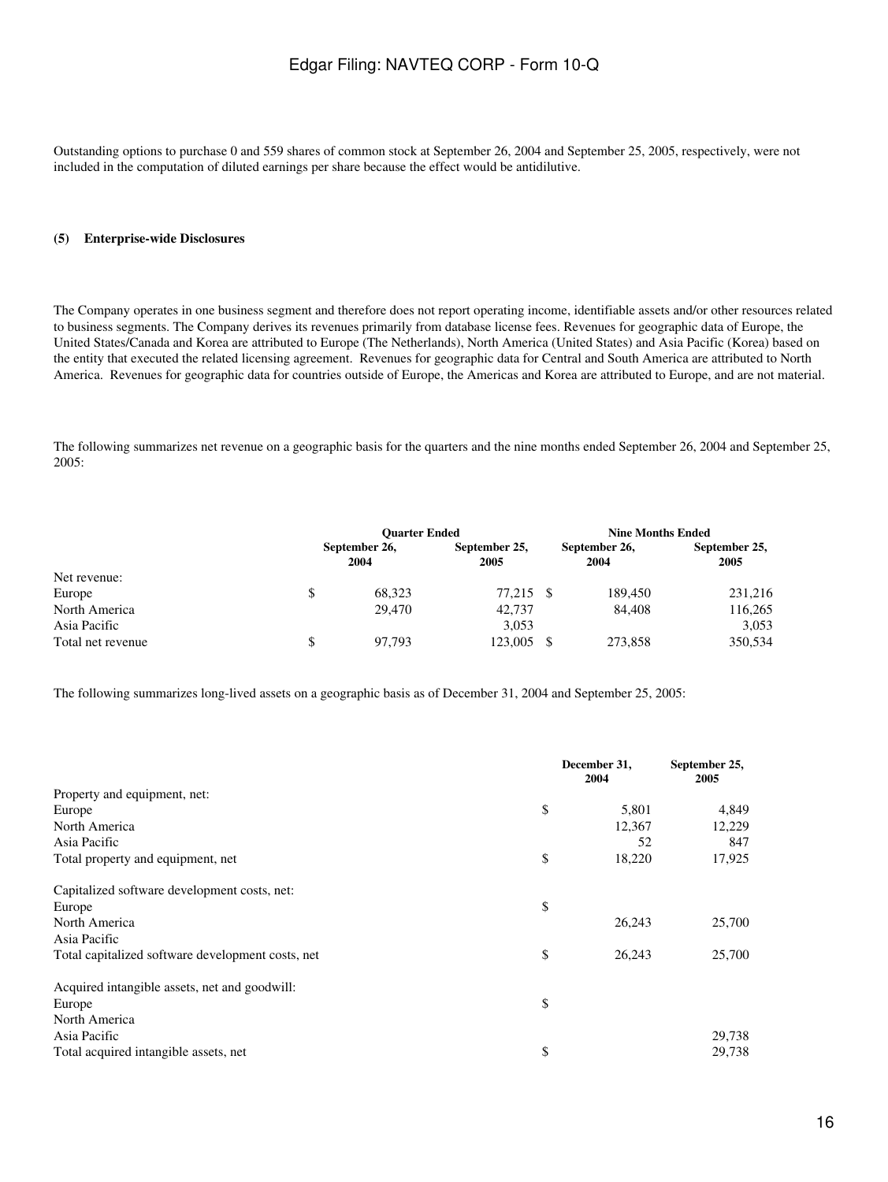Outstanding options to purchase 0 and 559 shares of common stock at September 26, 2004 and September 25, 2005, respectively, were not included in the computation of diluted earnings per share because the effect would be antidilutive.

**(5) Enterprise-wide Disclosures**

The Company operates in one business segment and therefore does not report operating income, identifiable assets and/or other resources related to business segments. The Company derives its revenues primarily from database license fees. Revenues for geographic data of Europe, the United States/Canada and Korea are attributed to Europe (The Netherlands), North America (United States) and Asia Pacific (Korea) based on the entity that executed the related licensing agreement. Revenues for geographic data for Central and South America are attributed to North America. Revenues for geographic data for countries outside of Europe, the Americas and Korea are attributed to Europe, and are not material.

The following summarizes net revenue on a geographic basis for the quarters and the nine months ended September 26, 2004 and September 25, 2005:

| | Quarter Ended | | Nine Months Ended | |
|---|---|---|---|---|
| | September 26, 2004 | September 25, 2005 | September 26, 2004 | September 25, 2005 |
| Net revenue: | | | | |
| Europe | $ 68,323 | 77,215 | $ 189,450 | 231,216 |
| North America | 29,470 | 42,737 | 84,408 | 116,265 |
| Asia Pacific | | 3,053 | | 3,053 |
| Total net revenue | $ 97,793 | 123,005 | $ 273,858 | 350,534 |

The following summarizes long-lived assets on a geographic basis as of December 31, 2004 and September 25, 2005:

| | December 31, 2004 | September 25, 2005 |
|---|---|---|
| Property and equipment, net: | | |
| Europe | $ 5,801 | 4,849 |
| North America | 12,367 | 12,229 |
| Asia Pacific | 52 | 847 |
| Total property and equipment, net | $ 18,220 | 17,925 |
| | | |
| Capitalized software development costs, net: | | |
| Europe | $ | |
| North America | 26,243 | 25,700 |
| Asia Pacific | | |
| Total capitalized software development costs, net | $ 26,243 | 25,700 |
| | | |
| Acquired intangible assets, net and goodwill: | | |
| Europe | $ | |
| North America | | |
| Asia Pacific | | 29,738 |
| Total acquired intangible assets, net | $ | 29,738 |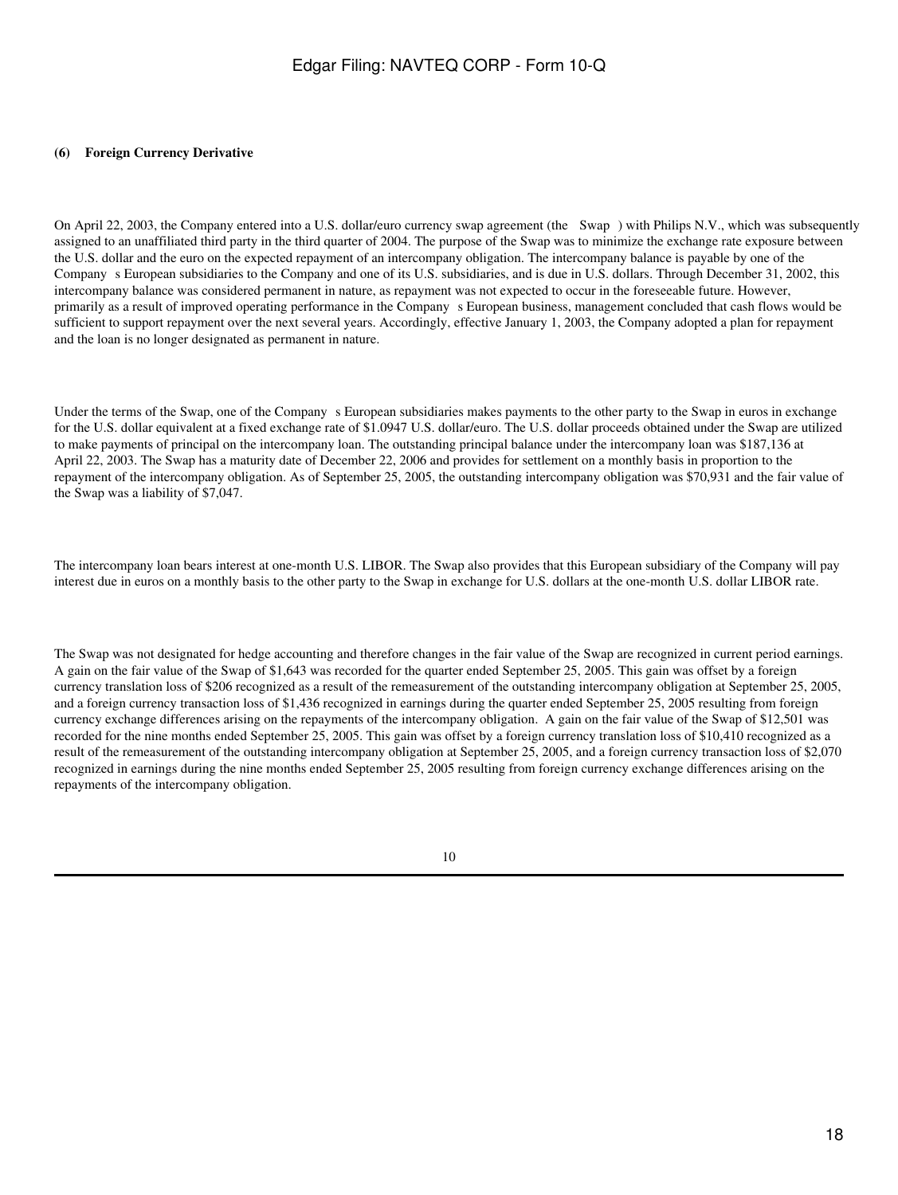**(6) Foreign Currency Derivative**

On April 22, 2003, the Company entered into a U.S. dollar/euro currency swap agreement (the Swap ) with Philips N.V., which was subsequently assigned to an unaffiliated third party in the third quarter of 2004. The purpose of the Swap was to minimize the exchange rate exposure between the U.S. dollar and the euro on the expected repayment of an intercompany obligation. The intercompany balance is payable by one of the Company s European subsidiaries to the Company and one of its U.S. subsidiaries, and is due in U.S. dollars. Through December 31, 2002, this intercompany balance was considered permanent in nature, as repayment was not expected to occur in the foreseeable future. However, primarily as a result of improved operating performance in the Company s European business, management concluded that cash flows would be sufficient to support repayment over the next several years. Accordingly, effective January 1, 2003, the Company adopted a plan for repayment and the loan is no longer designated as permanent in nature.

Under the terms of the Swap, one of the Company s European subsidiaries makes payments to the other party to the Swap in euros in exchange for the U.S. dollar equivalent at a fixed exchange rate of $1.0947 U.S. dollar/euro. The U.S. dollar proceeds obtained under the Swap are utilized to make payments of principal on the intercompany loan. The outstanding principal balance under the intercompany loan was $187,136 at April 22, 2003. The Swap has a maturity date of December 22, 2006 and provides for settlement on a monthly basis in proportion to the repayment of the intercompany obligation. As of September 25, 2005, the outstanding intercompany obligation was $70,931 and the fair value of the Swap was a liability of $7,047.

The intercompany loan bears interest at one-month U.S. LIBOR. The Swap also provides that this European subsidiary of the Company will pay interest due in euros on a monthly basis to the other party to the Swap in exchange for U.S. dollars at the one-month U.S. dollar LIBOR rate.

The Swap was not designated for hedge accounting and therefore changes in the fair value of the Swap are recognized in current period earnings. A gain on the fair value of the Swap of $1,643 was recorded for the quarter ended September 25, 2005. This gain was offset by a foreign currency translation loss of $206 recognized as a result of the remeasurement of the outstanding intercompany obligation at September 25, 2005, and a foreign currency transaction loss of $1,436 recognized in earnings during the quarter ended September 25, 2005 resulting from foreign currency exchange differences arising on the repayments of the intercompany obligation. A gain on the fair value of the Swap of $12,501 was recorded for the nine months ended September 25, 2005. This gain was offset by a foreign currency translation loss of $10,410 recognized as a result of the remeasurement of the outstanding intercompany obligation at September 25, 2005, and a foreign currency transaction loss of $2,070 recognized in earnings during the nine months ended September 25, 2005 resulting from foreign currency exchange differences arising on the repayments of the intercompany obligation.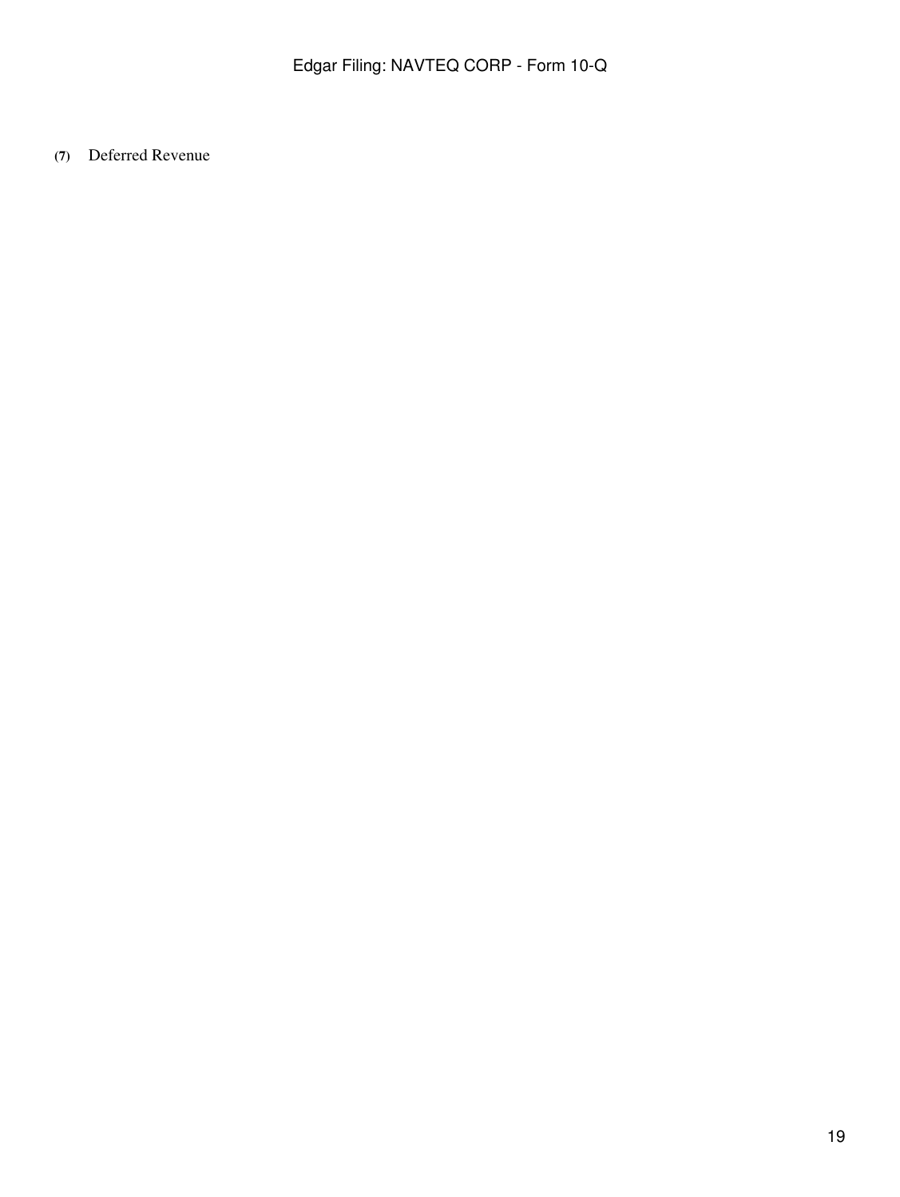**(7)** Deferred Revenue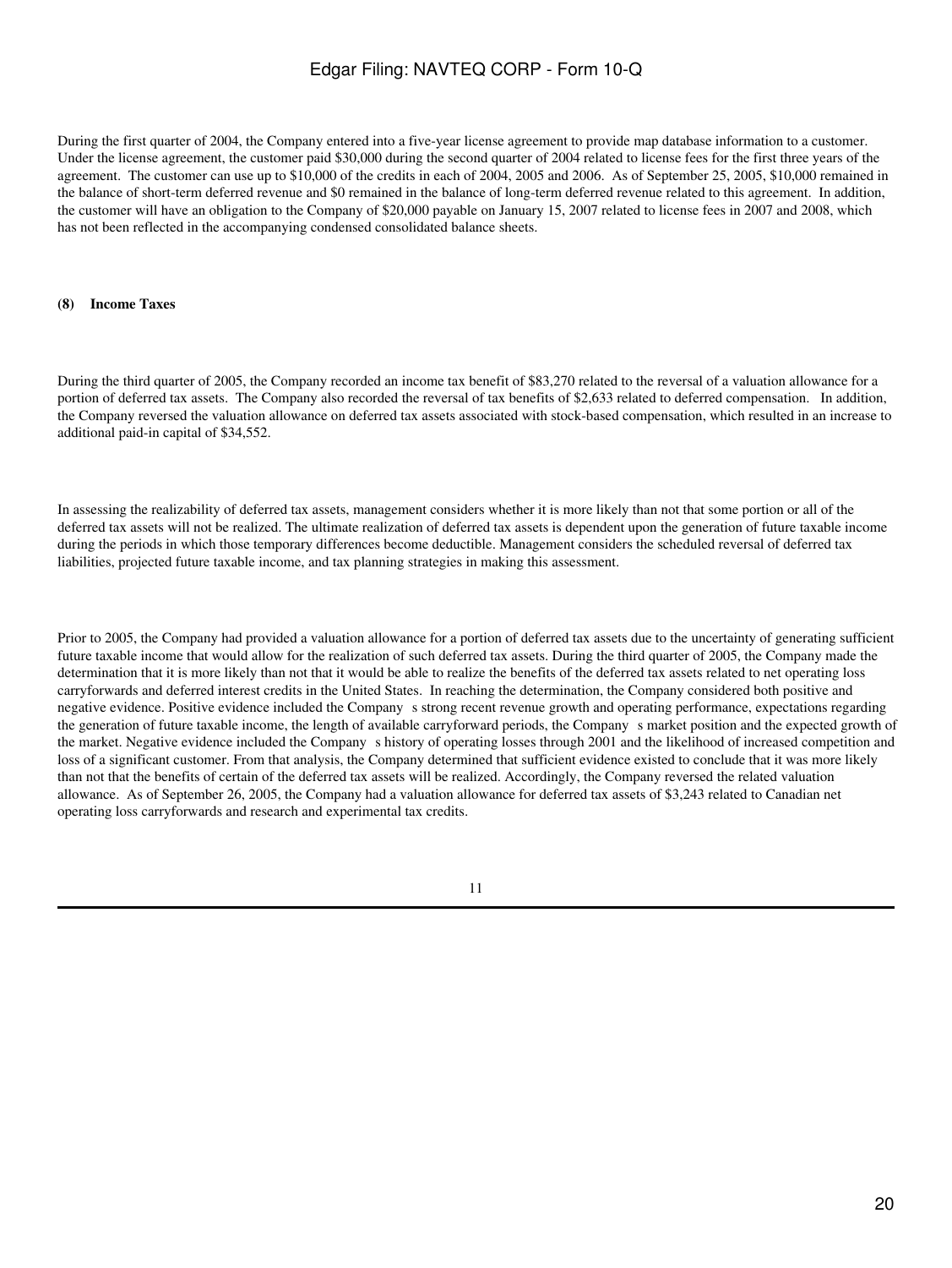During the first quarter of 2004, the Company entered into a five-year license agreement to provide map database information to a customer. Under the license agreement, the customer paid $30,000 during the second quarter of 2004 related to license fees for the first three years of the agreement. The customer can use up to $10,000 of the credits in each of 2004, 2005 and 2006. As of September 25, 2005, $10,000 remained in the balance of short-term deferred revenue and $0 remained in the balance of long-term deferred revenue related to this agreement. In addition, the customer will have an obligation to the Company of $20,000 payable on January 15, 2007 related to license fees in 2007 and 2008, which has not been reflected in the accompanying condensed consolidated balance sheets.

**(8) Income Taxes**

During the third quarter of 2005, the Company recorded an income tax benefit of $83,270 related to the reversal of a valuation allowance for a portion of deferred tax assets. The Company also recorded the reversal of tax benefits of $2,633 related to deferred compensation. In addition, the Company reversed the valuation allowance on deferred tax assets associated with stock-based compensation, which resulted in an increase to additional paid-in capital of $34,552.

In assessing the realizability of deferred tax assets, management considers whether it is more likely than not that some portion or all of the deferred tax assets will not be realized. The ultimate realization of deferred tax assets is dependent upon the generation of future taxable income during the periods in which those temporary differences become deductible. Management considers the scheduled reversal of deferred tax liabilities, projected future taxable income, and tax planning strategies in making this assessment.

Prior to 2005, the Company had provided a valuation allowance for a portion of deferred tax assets due to the uncertainty of generating sufficient future taxable income that would allow for the realization of such deferred tax assets. During the third quarter of 2005, the Company made the determination that it is more likely than not that it would be able to realize the benefits of the deferred tax assets related to net operating loss carryforwards and deferred interest credits in the United States. In reaching the determination, the Company considered both positive and negative evidence. Positive evidence included the Company s strong recent revenue growth and operating performance, expectations regarding the generation of future taxable income, the length of available carryforward periods, the Company s market position and the expected growth of the market. Negative evidence included the Company s history of operating losses through 2001 and the likelihood of increased competition and loss of a significant customer. From that analysis, the Company determined that sufficient evidence existed to conclude that it was more likely than not that the benefits of certain of the deferred tax assets will be realized. Accordingly, the Company reversed the related valuation allowance. As of September 26, 2005, the Company had a valuation allowance for deferred tax assets of $3,243 related to Canadian net operating loss carryforwards and research and experimental tax credits.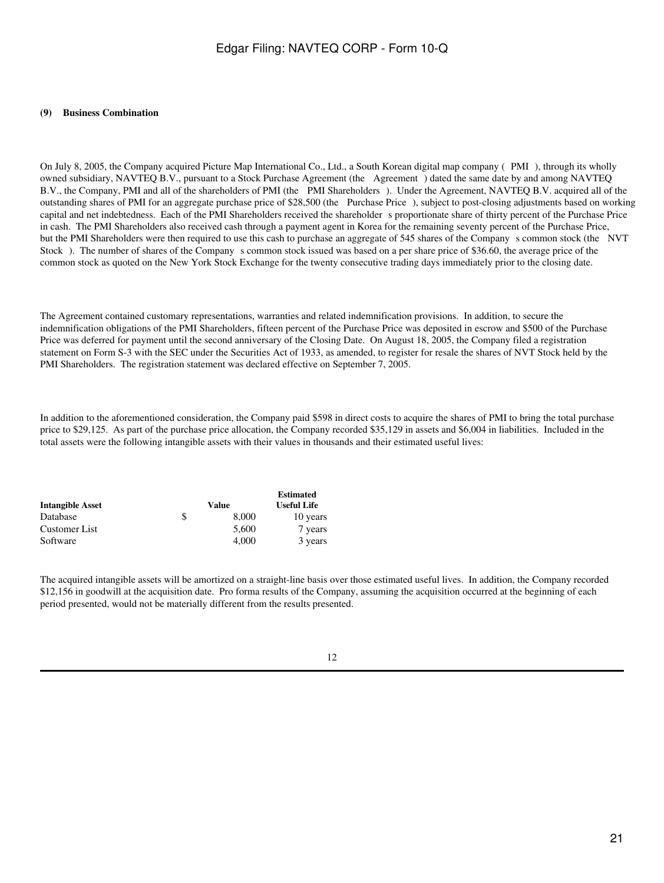**(9) Business Combination**

On July 8, 2005, the Company acquired Picture Map International Co., Ltd., a South Korean digital map company ( PMI ), through its wholly owned subsidiary, NAVTEQ B.V., pursuant to a Stock Purchase Agreement (the Agreement ) dated the same date by and among NAVTEQ B.V., the Company, PMI and all of the shareholders of PMI (the PMI Shareholders ). Under the Agreement, NAVTEQ B.V. acquired all of the outstanding shares of PMI for an aggregate purchase price of $28,500 (the Purchase Price ), subject to post-closing adjustments based on working capital and net indebtedness. Each of the PMI Shareholders received the shareholder s proportionate share of thirty percent of the Purchase Price in cash. The PMI Shareholders also received cash through a payment agent in Korea for the remaining seventy percent of the Purchase Price, but the PMI Shareholders were then required to use this cash to purchase an aggregate of 545 shares of the Company s common stock (the NVT Stock ). The number of shares of the Company s common stock issued was based on a per share price of $36.60, the average price of the common stock as quoted on the New York Stock Exchange for the twenty consecutive trading days immediately prior to the closing date.

The Agreement contained customary representations, warranties and related indemnification provisions. In addition, to secure the indemnification obligations of the PMI Shareholders, fifteen percent of the Purchase Price was deposited in escrow and $500 of the Purchase Price was deferred for payment until the second anniversary of the Closing Date. On August 18, 2005, the Company filed a registration statement on Form S-3 with the SEC under the Securities Act of 1933, as amended, to register for resale the shares of NVT Stock held by the PMI Shareholders. The registration statement was declared effective on September 7, 2005.

In addition to the aforementioned consideration, the Company paid $598 in direct costs to acquire the shares of PMI to bring the total purchase price to $29,125. As part of the purchase price allocation, the Company recorded $35,129 in assets and $6,004 in liabilities. Included in the total assets were the following intangible assets with their values in thousands and their estimated useful lives:

| Intangible Asset | Value | Estimated Useful Life |
|---|---|---|
| Database | $ 8,000 | 10 years |
| Customer List | 5,600 | 7 years |
| Software | 4,000 | 3 years |

The acquired intangible assets will be amortized on a straight-line basis over those estimated useful lives. In addition, the Company recorded $12,156 in goodwill at the acquisition date. Pro forma results of the Company, assuming the acquisition occurred at the beginning of each period presented, would not be materially different from the results presented.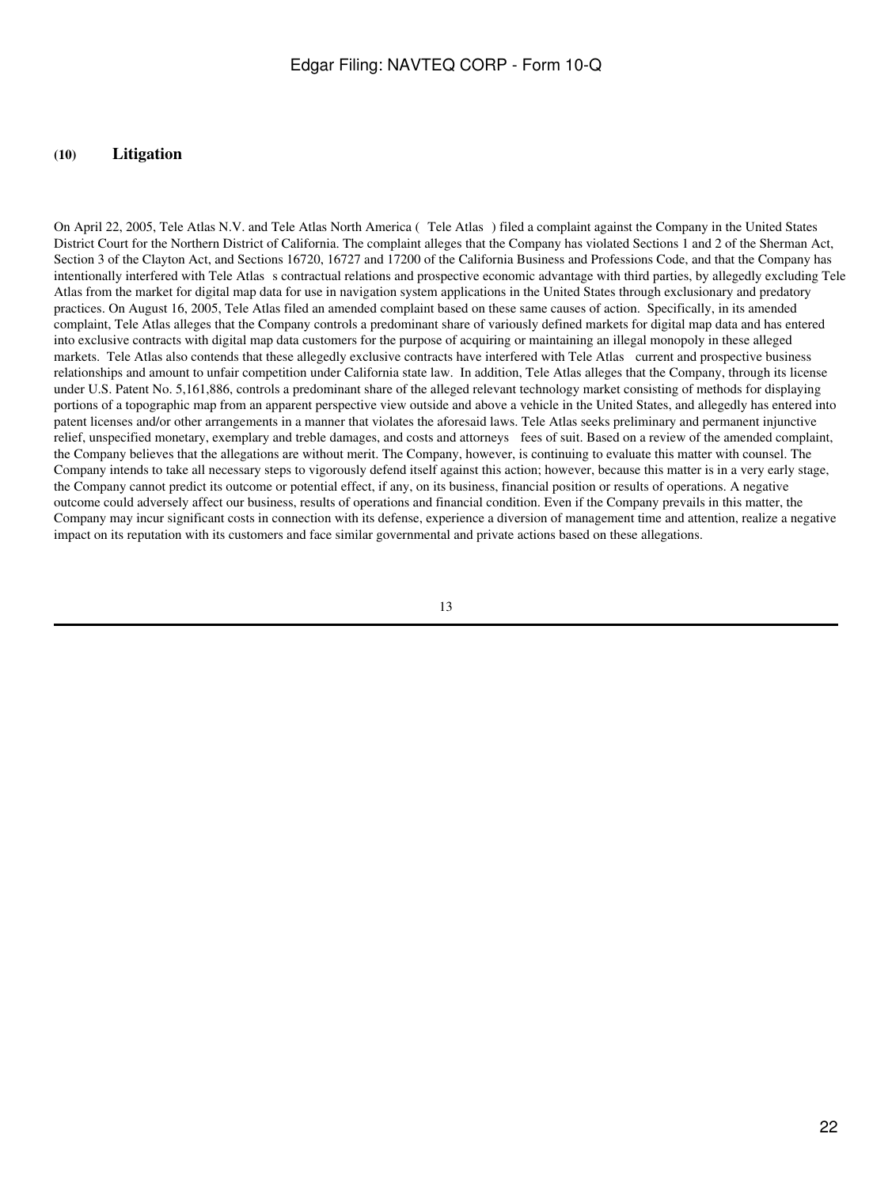## (10) Litigation

On April 22, 2005, Tele Atlas N.V. and Tele Atlas North America ( Tele Atlas ) filed a complaint against the Company in the United States District Court for the Northern District of California. The complaint alleges that the Company has violated Sections 1 and 2 of the Sherman Act, Section 3 of the Clayton Act, and Sections 16720, 16727 and 17200 of the California Business and Professions Code, and that the Company has intentionally interfered with Tele Atlas s contractual relations and prospective economic advantage with third parties, by allegedly excluding Tele Atlas from the market for digital map data for use in navigation system applications in the United States through exclusionary and predatory practices. On August 16, 2005, Tele Atlas filed an amended complaint based on these same causes of action. Specifically, in its amended complaint, Tele Atlas alleges that the Company controls a predominant share of variously defined markets for digital map data and has entered into exclusive contracts with digital map data customers for the purpose of acquiring or maintaining an illegal monopoly in these alleged markets. Tele Atlas also contends that these allegedly exclusive contracts have interfered with Tele Atlas current and prospective business relationships and amount to unfair competition under California state law. In addition, Tele Atlas alleges that the Company, through its license under U.S. Patent No. 5,161,886, controls a predominant share of the alleged relevant technology market consisting of methods for displaying portions of a topographic map from an apparent perspective view outside and above a vehicle in the United States, and allegedly has entered into patent licenses and/or other arrangements in a manner that violates the aforesaid laws. Tele Atlas seeks preliminary and permanent injunctive relief, unspecified monetary, exemplary and treble damages, and costs and attorneys fees of suit. Based on a review of the amended complaint, the Company believes that the allegations are without merit. The Company, however, is continuing to evaluate this matter with counsel. The Company intends to take all necessary steps to vigorously defend itself against this action; however, because this matter is in a very early stage, the Company cannot predict its outcome or potential effect, if any, on its business, financial position or results of operations. A negative outcome could adversely affect our business, results of operations and financial condition. Even if the Company prevails in this matter, the Company may incur significant costs in connection with its defense, experience a diversion of management time and attention, realize a negative impact on its reputation with its customers and face similar governmental and private actions based on these allegations.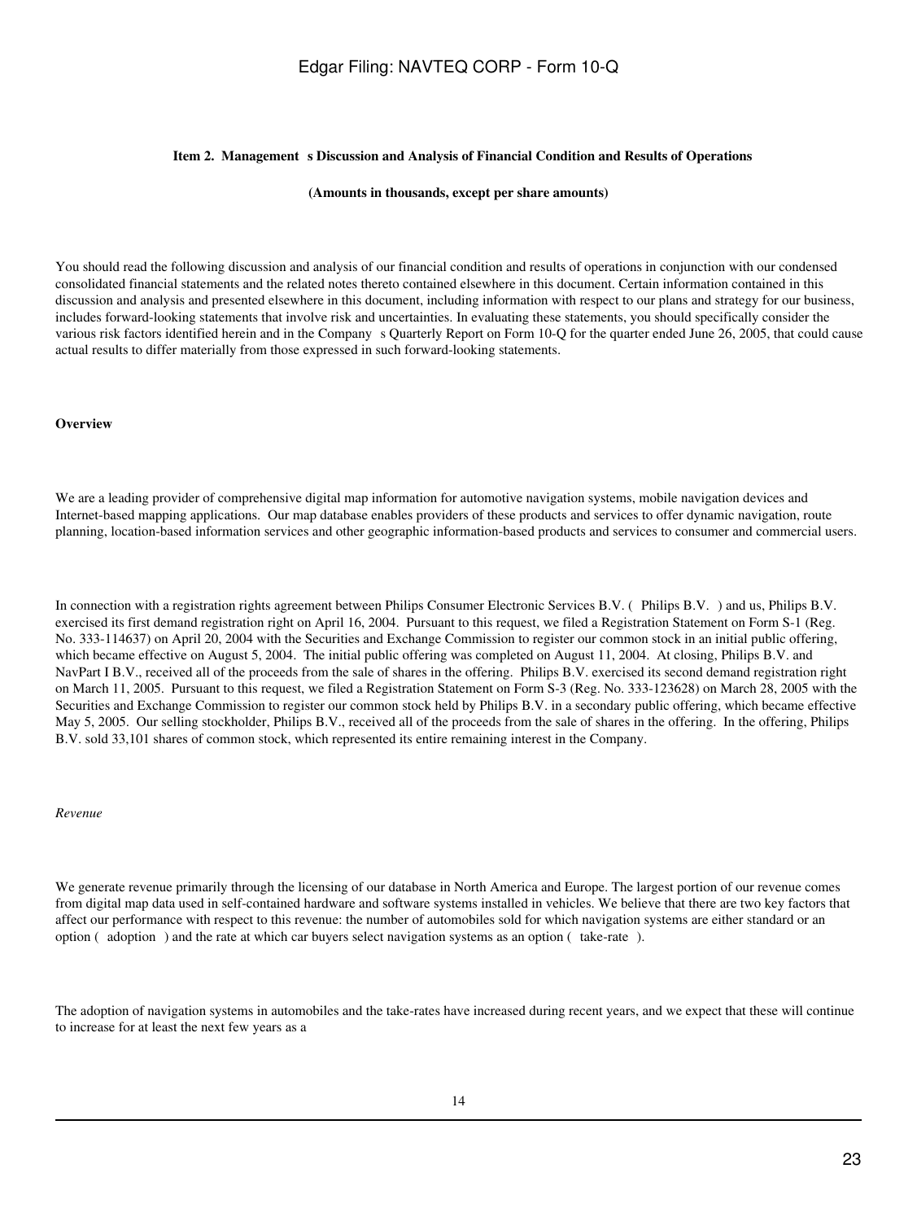## Item 2. Management s Discussion and Analysis of Financial Condition and Results of Operations

**(Amounts in thousands, except per share amounts)**

You should read the following discussion and analysis of our financial condition and results of operations in conjunction with our condensed consolidated financial statements and the related notes thereto contained elsewhere in this document. Certain information contained in this discussion and analysis and presented elsewhere in this document, including information with respect to our plans and strategy for our business, includes forward-looking statements that involve risk and uncertainties. In evaluating these statements, you should specifically consider the various risk factors identified herein and in the Company s Quarterly Report on Form 10-Q for the quarter ended June 26, 2005, that could cause actual results to differ materially from those expressed in such forward-looking statements.

**Overview**

We are a leading provider of comprehensive digital map information for automotive navigation systems, mobile navigation devices and Internet-based mapping applications. Our map database enables providers of these products and services to offer dynamic navigation, route planning, location-based information services and other geographic information-based products and services to consumer and commercial users.

In connection with a registration rights agreement between Philips Consumer Electronic Services B.V. ( Philips B.V. ) and us, Philips B.V. exercised its first demand registration right on April 16, 2004. Pursuant to this request, we filed a Registration Statement on Form S-1 (Reg. No. 333-114637) on April 20, 2004 with the Securities and Exchange Commission to register our common stock in an initial public offering, which became effective on August 5, 2004. The initial public offering was completed on August 11, 2004. At closing, Philips B.V. and NavPart I B.V., received all of the proceeds from the sale of shares in the offering. Philips B.V. exercised its second demand registration right on March 11, 2005. Pursuant to this request, we filed a Registration Statement on Form S-3 (Reg. No. 333-123628) on March 28, 2005 with the Securities and Exchange Commission to register our common stock held by Philips B.V. in a secondary public offering, which became effective May 5, 2005. Our selling stockholder, Philips B.V., received all of the proceeds from the sale of shares in the offering. In the offering, Philips B.V. sold 33,101 shares of common stock, which represented its entire remaining interest in the Company.

*Revenue*

We generate revenue primarily through the licensing of our database in North America and Europe. The largest portion of our revenue comes from digital map data used in self-contained hardware and software systems installed in vehicles. We believe that there are two key factors that affect our performance with respect to this revenue: the number of automobiles sold for which navigation systems are either standard or an option ( adoption ) and the rate at which car buyers select navigation systems as an option ( take-rate ).

The adoption of navigation systems in automobiles and the take-rates have increased during recent years, and we expect that these will continue to increase for at least the next few years as a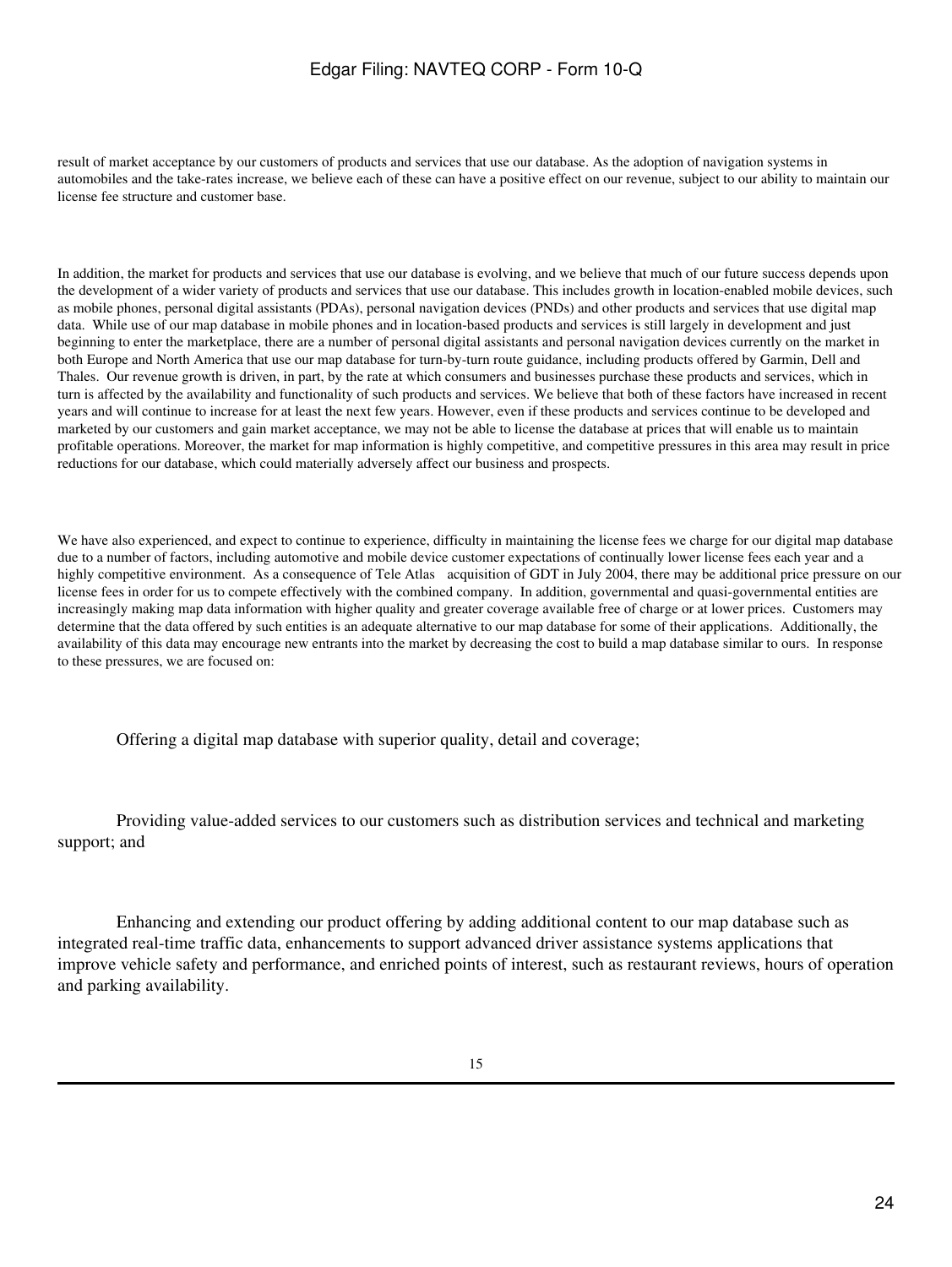result of market acceptance by our customers of products and services that use our database. As the adoption of navigation systems in automobiles and the take-rates increase, we believe each of these can have a positive effect on our revenue, subject to our ability to maintain our license fee structure and customer base.

In addition, the market for products and services that use our database is evolving, and we believe that much of our future success depends upon the development of a wider variety of products and services that use our database. This includes growth in location-enabled mobile devices, such as mobile phones, personal digital assistants (PDAs), personal navigation devices (PNDs) and other products and services that use digital map data. While use of our map database in mobile phones and in location-based products and services is still largely in development and just beginning to enter the marketplace, there are a number of personal digital assistants and personal navigation devices currently on the market in both Europe and North America that use our map database for turn-by-turn route guidance, including products offered by Garmin, Dell and Thales. Our revenue growth is driven, in part, by the rate at which consumers and businesses purchase these products and services, which in turn is affected by the availability and functionality of such products and services. We believe that both of these factors have increased in recent years and will continue to increase for at least the next few years. However, even if these products and services continue to be developed and marketed by our customers and gain market acceptance, we may not be able to license the database at prices that will enable us to maintain profitable operations. Moreover, the market for map information is highly competitive, and competitive pressures in this area may result in price reductions for our database, which could materially adversely affect our business and prospects.

We have also experienced, and expect to continue to experience, difficulty in maintaining the license fees we charge for our digital map database due to a number of factors, including automotive and mobile device customer expectations of continually lower license fees each year and a highly competitive environment. As a consequence of Tele Atlas acquisition of GDT in July 2004, there may be additional price pressure on our license fees in order for us to compete effectively with the combined company. In addition, governmental and quasi-governmental entities are increasingly making map data information with higher quality and greater coverage available free of charge or at lower prices. Customers may determine that the data offered by such entities is an adequate alternative to our map database for some of their applications. Additionally, the availability of this data may encourage new entrants into the market by decreasing the cost to build a map database similar to ours. In response to these pressures, we are focused on:

- Offering a digital map database with superior quality, detail and coverage;

- Providing value-added services to our customers such as distribution services and technical and marketing support; and

- Enhancing and extending our product offering by adding additional content to our map database such as integrated real-time traffic data, enhancements to support advanced driver assistance systems applications that improve vehicle safety and performance, and enriched points of interest, such as restaurant reviews, hours of operation and parking availability.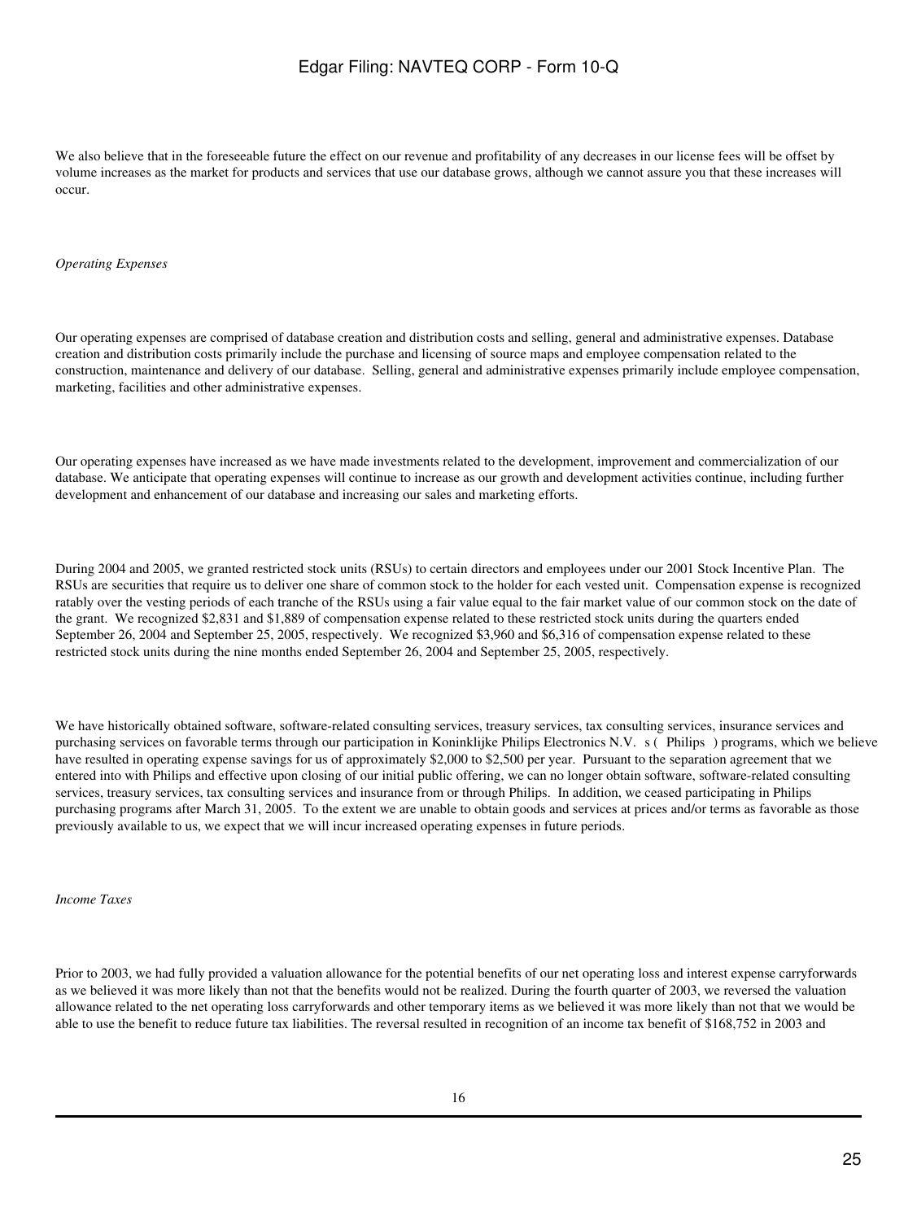We also believe that in the foreseeable future the effect on our revenue and profitability of any decreases in our license fees will be offset by volume increases as the market for products and services that use our database grows, although we cannot assure you that these increases will occur.

*Operating Expenses*

Our operating expenses are comprised of database creation and distribution costs and selling, general and administrative expenses. Database creation and distribution costs primarily include the purchase and licensing of source maps and employee compensation related to the construction, maintenance and delivery of our database. Selling, general and administrative expenses primarily include employee compensation, marketing, facilities and other administrative expenses.

Our operating expenses have increased as we have made investments related to the development, improvement and commercialization of our database. We anticipate that operating expenses will continue to increase as our growth and development activities continue, including further development and enhancement of our database and increasing our sales and marketing efforts.

During 2004 and 2005, we granted restricted stock units (RSUs) to certain directors and employees under our 2001 Stock Incentive Plan. The RSUs are securities that require us to deliver one share of common stock to the holder for each vested unit. Compensation expense is recognized ratably over the vesting periods of each tranche of the RSUs using a fair value equal to the fair market value of our common stock on the date of the grant. We recognized $2,831 and $1,889 of compensation expense related to these restricted stock units during the quarters ended September 26, 2004 and September 25, 2005, respectively. We recognized $3,960 and $6,316 of compensation expense related to these restricted stock units during the nine months ended September 26, 2004 and September 25, 2005, respectively.

We have historically obtained software, software-related consulting services, treasury services, tax consulting services, insurance services and purchasing services on favorable terms through our participation in Koninklijke Philips Electronics N.V. s ( Philips ) programs, which we believe have resulted in operating expense savings for us of approximately $2,000 to $2,500 per year. Pursuant to the separation agreement that we entered into with Philips and effective upon closing of our initial public offering, we can no longer obtain software, software-related consulting services, treasury services, tax consulting services and insurance from or through Philips. In addition, we ceased participating in Philips purchasing programs after March 31, 2005. To the extent we are unable to obtain goods and services at prices and/or terms as favorable as those previously available to us, we expect that we will incur increased operating expenses in future periods.

*Income Taxes*

Prior to 2003, we had fully provided a valuation allowance for the potential benefits of our net operating loss and interest expense carryforwards as we believed it was more likely than not that the benefits would not be realized. During the fourth quarter of 2003, we reversed the valuation allowance related to the net operating loss carryforwards and other temporary items as we believed it was more likely than not that we would be able to use the benefit to reduce future tax liabilities. The reversal resulted in recognition of an income tax benefit of $168,752 in 2003 and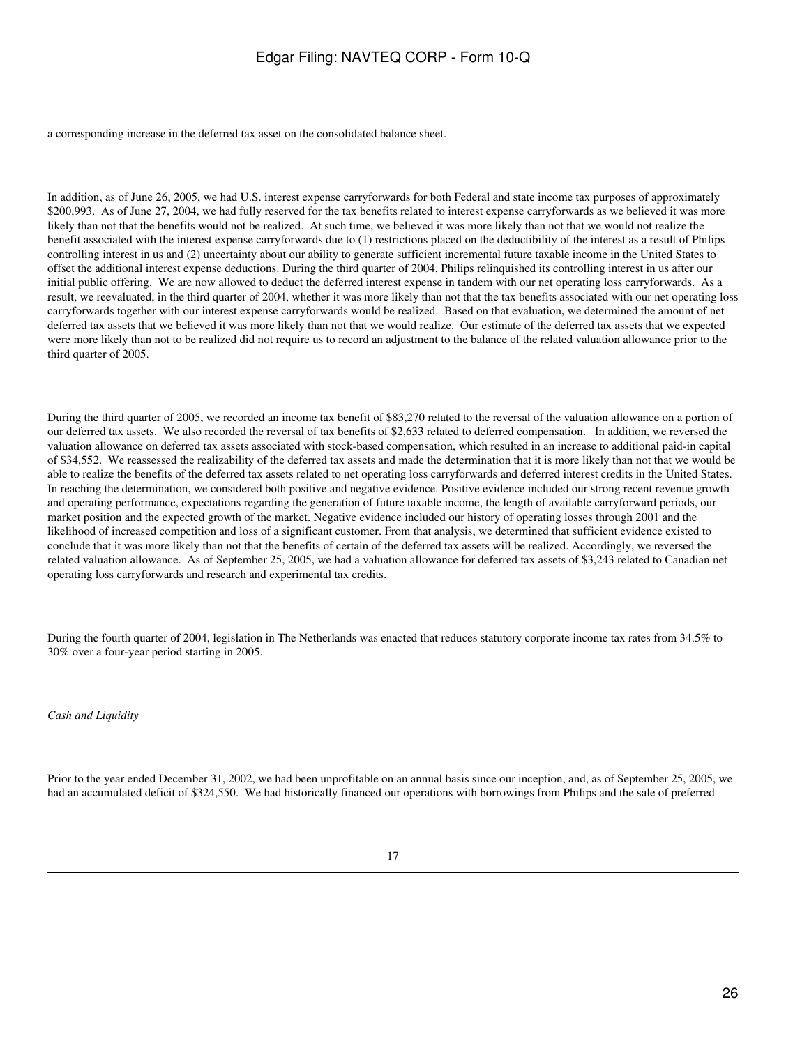a corresponding increase in the deferred tax asset on the consolidated balance sheet.

In addition, as of June 26, 2005, we had U.S. interest expense carryforwards for both Federal and state income tax purposes of approximately $200,993. As of June 27, 2004, we had fully reserved for the tax benefits related to interest expense carryforwards as we believed it was more likely than not that the benefits would not be realized. At such time, we believed it was more likely than not that we would not realize the benefit associated with the interest expense carryforwards due to (1) restrictions placed on the deductibility of the interest as a result of Philips controlling interest in us and (2) uncertainty about our ability to generate sufficient incremental future taxable income in the United States to offset the additional interest expense deductions. During the third quarter of 2004, Philips relinquished its controlling interest in us after our initial public offering. We are now allowed to deduct the deferred interest expense in tandem with our net operating loss carryforwards. As a result, we reevaluated, in the third quarter of 2004, whether it was more likely than not that the tax benefits associated with our net operating loss carryforwards together with our interest expense carryforwards would be realized. Based on that evaluation, we determined the amount of net deferred tax assets that we believed it was more likely than not that we would realize. Our estimate of the deferred tax assets that we expected were more likely than not to be realized did not require us to record an adjustment to the balance of the related valuation allowance prior to the third quarter of 2005.

During the third quarter of 2005, we recorded an income tax benefit of $83,270 related to the reversal of the valuation allowance on a portion of our deferred tax assets. We also recorded the reversal of tax benefits of $2,633 related to deferred compensation. In addition, we reversed the valuation allowance on deferred tax assets associated with stock-based compensation, which resulted in an increase to additional paid-in capital of $34,552. We reassessed the realizability of the deferred tax assets and made the determination that it is more likely than not that we would be able to realize the benefits of the deferred tax assets related to net operating loss carryforwards and deferred interest credits in the United States. In reaching the determination, we considered both positive and negative evidence. Positive evidence included our strong recent revenue growth and operating performance, expectations regarding the generation of future taxable income, the length of available carryforward periods, our market position and the expected growth of the market. Negative evidence included our history of operating losses through 2001 and the likelihood of increased competition and loss of a significant customer. From that analysis, we determined that sufficient evidence existed to conclude that it was more likely than not that the benefits of certain of the deferred tax assets will be realized. Accordingly, we reversed the related valuation allowance. As of September 25, 2005, we had a valuation allowance for deferred tax assets of $3,243 related to Canadian net operating loss carryforwards and research and experimental tax credits.

During the fourth quarter of 2004, legislation in The Netherlands was enacted that reduces statutory corporate income tax rates from 34.5% to 30% over a four-year period starting in 2005.

*Cash and Liquidity*

Prior to the year ended December 31, 2002, we had been unprofitable on an annual basis since our inception, and, as of September 25, 2005, we had an accumulated deficit of $324,550. We had historically financed our operations with borrowings from Philips and the sale of preferred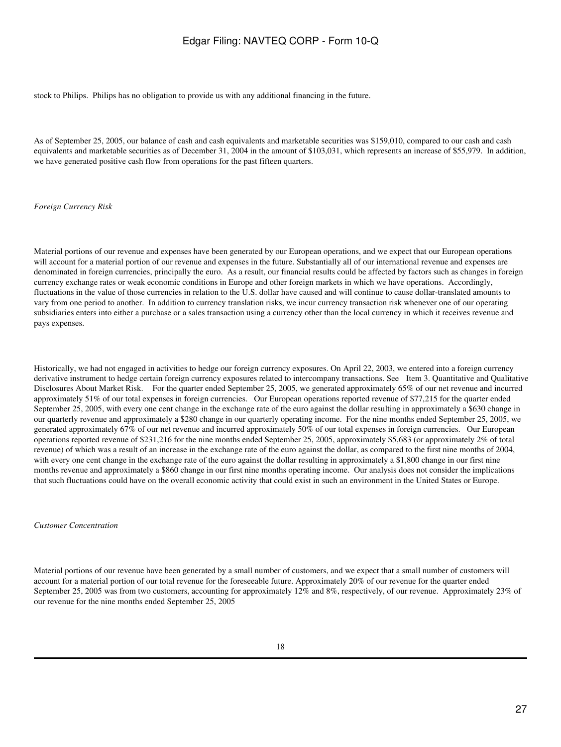stock to Philips. Philips has no obligation to provide us with any additional financing in the future.

As of September 25, 2005, our balance of cash and cash equivalents and marketable securities was $159,010, compared to our cash and cash equivalents and marketable securities as of December 31, 2004 in the amount of $103,031, which represents an increase of $55,979. In addition, we have generated positive cash flow from operations for the past fifteen quarters.

*Foreign Currency Risk*

Material portions of our revenue and expenses have been generated by our European operations, and we expect that our European operations will account for a material portion of our revenue and expenses in the future. Substantially all of our international revenue and expenses are denominated in foreign currencies, principally the euro. As a result, our financial results could be affected by factors such as changes in foreign currency exchange rates or weak economic conditions in Europe and other foreign markets in which we have operations. Accordingly, fluctuations in the value of those currencies in relation to the U.S. dollar have caused and will continue to cause dollar-translated amounts to vary from one period to another. In addition to currency translation risks, we incur currency transaction risk whenever one of our operating subsidiaries enters into either a purchase or a sales transaction using a currency other than the local currency in which it receives revenue and pays expenses.

Historically, we had not engaged in activities to hedge our foreign currency exposures. On April 22, 2003, we entered into a foreign currency derivative instrument to hedge certain foreign currency exposures related to intercompany transactions. See Item 3. Quantitative and Qualitative Disclosures About Market Risk. For the quarter ended September 25, 2005, we generated approximately 65% of our net revenue and incurred approximately 51% of our total expenses in foreign currencies. Our European operations reported revenue of $77,215 for the quarter ended September 25, 2005, with every one cent change in the exchange rate of the euro against the dollar resulting in approximately a $630 change in our quarterly revenue and approximately a $280 change in our quarterly operating income. For the nine months ended September 25, 2005, we generated approximately 67% of our net revenue and incurred approximately 50% of our total expenses in foreign currencies. Our European operations reported revenue of $231,216 for the nine months ended September 25, 2005, approximately $5,683 (or approximately 2% of total revenue) of which was a result of an increase in the exchange rate of the euro against the dollar, as compared to the first nine months of 2004, with every one cent change in the exchange rate of the euro against the dollar resulting in approximately a $1,800 change in our first nine months revenue and approximately a $860 change in our first nine months operating income. Our analysis does not consider the implications that such fluctuations could have on the overall economic activity that could exist in such an environment in the United States or Europe.

*Customer Concentration*

Material portions of our revenue have been generated by a small number of customers, and we expect that a small number of customers will account for a material portion of our total revenue for the foreseeable future. Approximately 20% of our revenue for the quarter ended September 25, 2005 was from two customers, accounting for approximately 12% and 8%, respectively, of our revenue. Approximately 23% of our revenue for the nine months ended September 25, 2005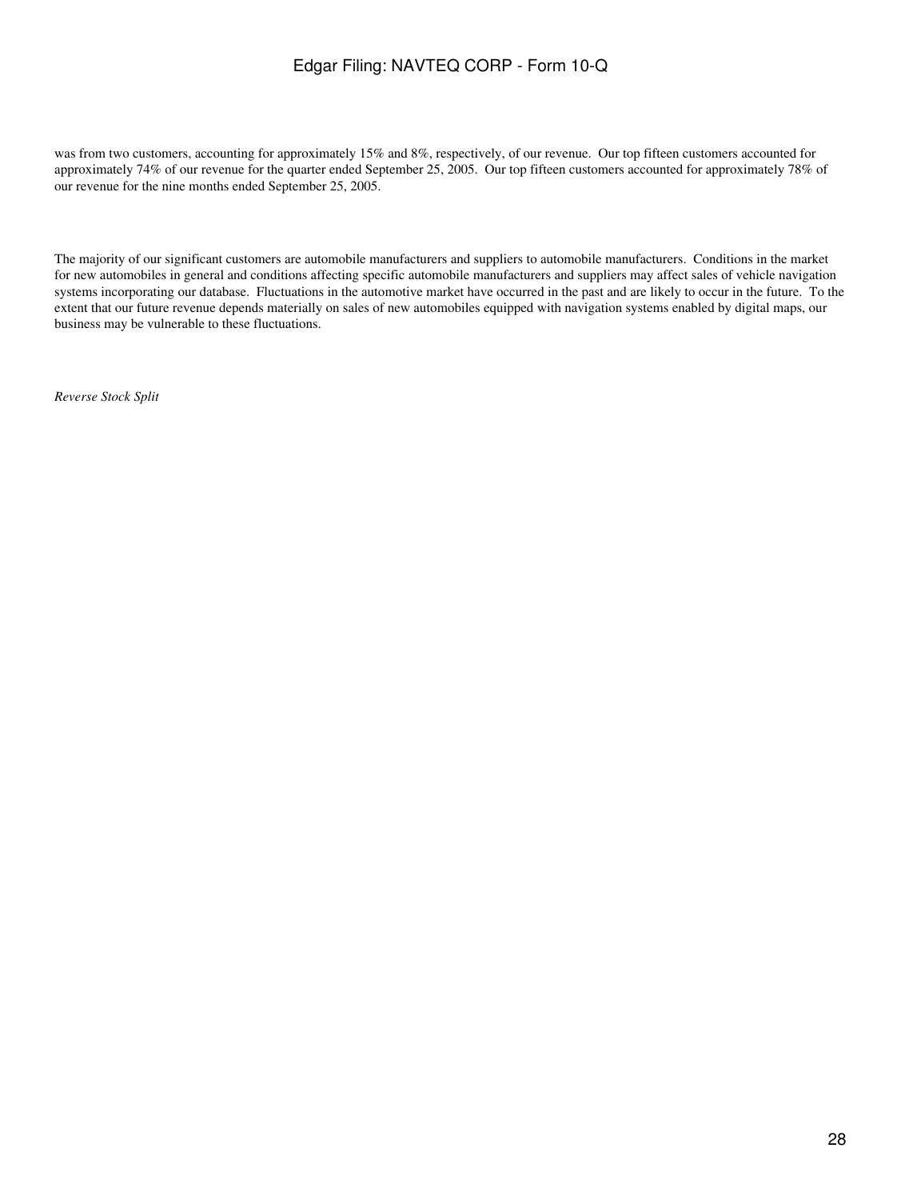was from two customers, accounting for approximately 15% and 8%, respectively, of our revenue. Our top fifteen customers accounted for approximately 74% of our revenue for the quarter ended September 25, 2005. Our top fifteen customers accounted for approximately 78% of our revenue for the nine months ended September 25, 2005.

The majority of our significant customers are automobile manufacturers and suppliers to automobile manufacturers. Conditions in the market for new automobiles in general and conditions affecting specific automobile manufacturers and suppliers may affect sales of vehicle navigation systems incorporating our database. Fluctuations in the automotive market have occurred in the past and are likely to occur in the future. To the extent that our future revenue depends materially on sales of new automobiles equipped with navigation systems enabled by digital maps, our business may be vulnerable to these fluctuations.

*Reverse Stock Split*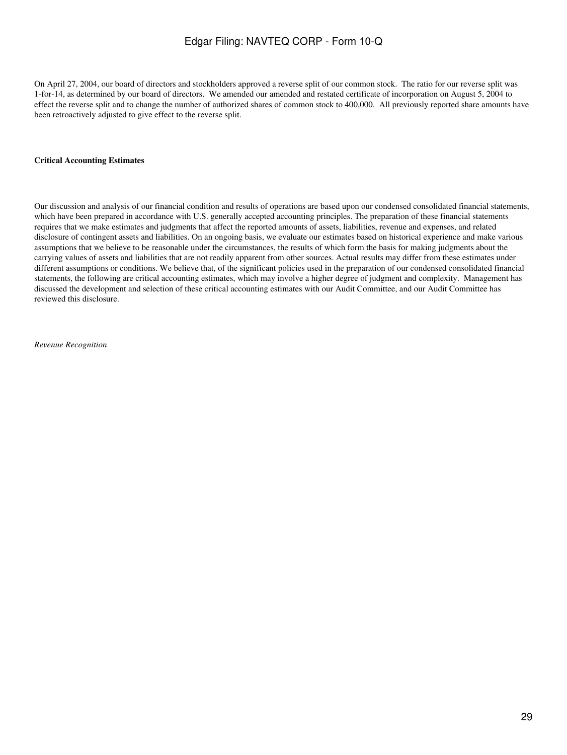On April 27, 2004, our board of directors and stockholders approved a reverse split of our common stock. The ratio for our reverse split was 1-for-14, as determined by our board of directors. We amended our amended and restated certificate of incorporation on August 5, 2004 to effect the reverse split and to change the number of authorized shares of common stock to 400,000. All previously reported share amounts have been retroactively adjusted to give effect to the reverse split.

**Critical Accounting Estimates**

Our discussion and analysis of our financial condition and results of operations are based upon our condensed consolidated financial statements, which have been prepared in accordance with U.S. generally accepted accounting principles. The preparation of these financial statements requires that we make estimates and judgments that affect the reported amounts of assets, liabilities, revenue and expenses, and related disclosure of contingent assets and liabilities. On an ongoing basis, we evaluate our estimates based on historical experience and make various assumptions that we believe to be reasonable under the circumstances, the results of which form the basis for making judgments about the carrying values of assets and liabilities that are not readily apparent from other sources. Actual results may differ from these estimates under different assumptions or conditions. We believe that, of the significant policies used in the preparation of our condensed consolidated financial statements, the following are critical accounting estimates, which may involve a higher degree of judgment and complexity. Management has discussed the development and selection of these critical accounting estimates with our Audit Committee, and our Audit Committee has reviewed this disclosure.

*Revenue Recognition*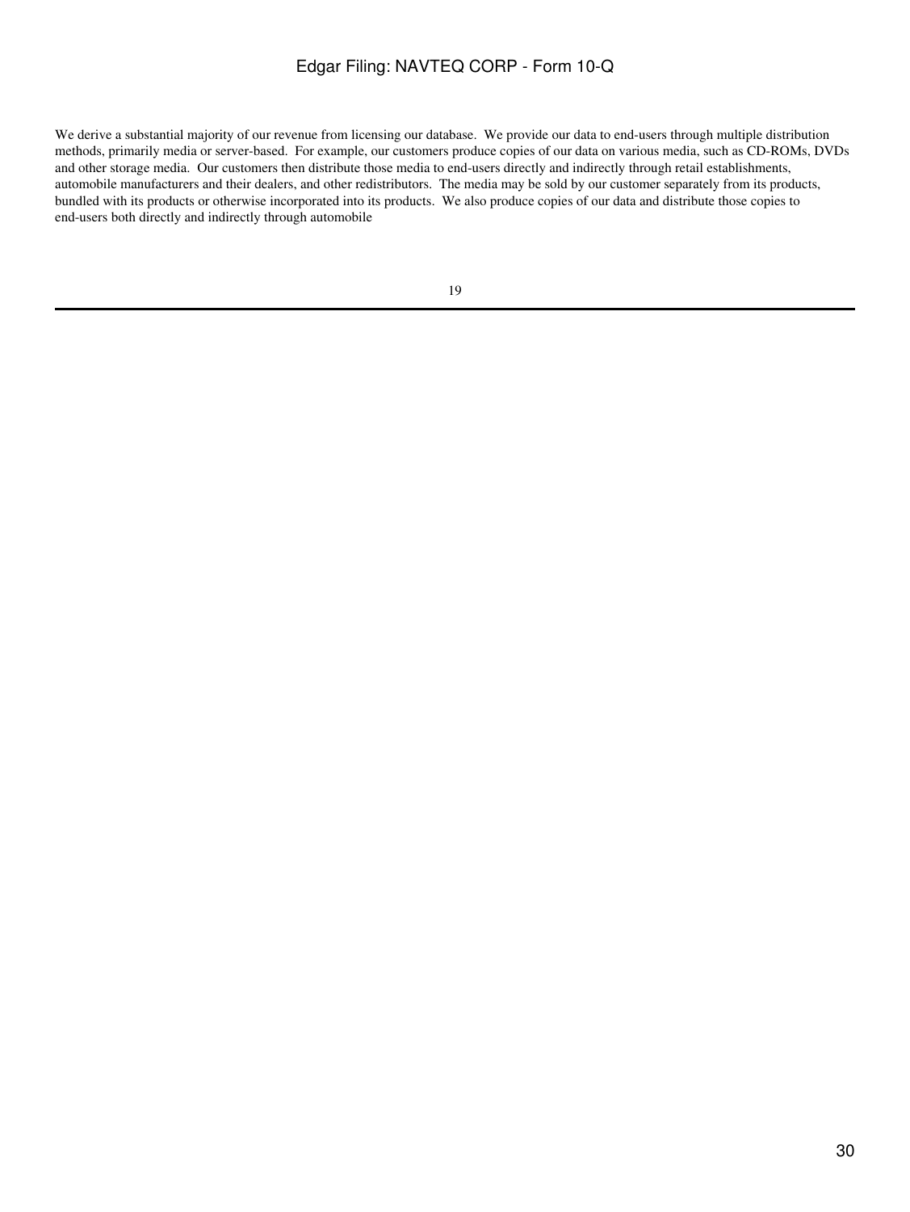We derive a substantial majority of our revenue from licensing our database. We provide our data to end-users through multiple distribution methods, primarily media or server-based. For example, our customers produce copies of our data on various media, such as CD-ROMs, DVDs and other storage media. Our customers then distribute those media to end-users directly and indirectly through retail establishments, automobile manufacturers and their dealers, and other redistributors. The media may be sold by our customer separately from its products, bundled with its products or otherwise incorporated into its products. We also produce copies of our data and distribute those copies to end-users both directly and indirectly through automobile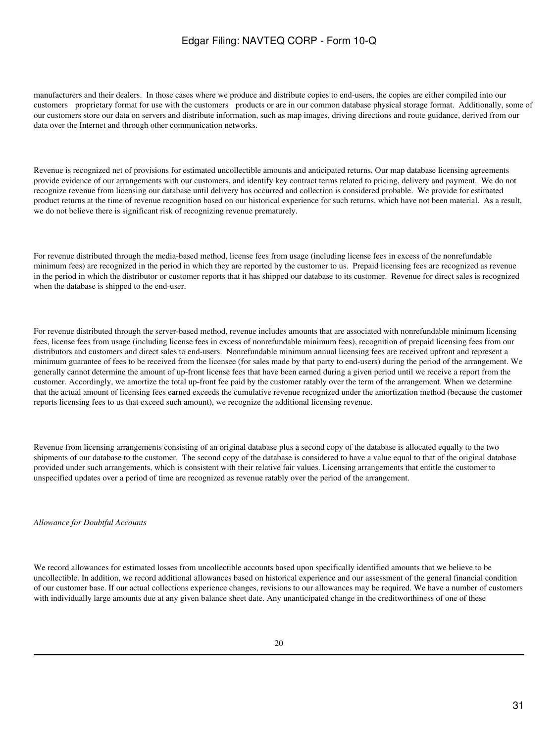manufacturers and their dealers. In those cases where we produce and distribute copies to end-users, the copies are either compiled into our customers proprietary format for use with the customers products or are in our common database physical storage format. Additionally, some of our customers store our data on servers and distribute information, such as map images, driving directions and route guidance, derived from our data over the Internet and through other communication networks.

Revenue is recognized net of provisions for estimated uncollectible amounts and anticipated returns. Our map database licensing agreements provide evidence of our arrangements with our customers, and identify key contract terms related to pricing, delivery and payment. We do not recognize revenue from licensing our database until delivery has occurred and collection is considered probable. We provide for estimated product returns at the time of revenue recognition based on our historical experience for such returns, which have not been material. As a result, we do not believe there is significant risk of recognizing revenue prematurely.

For revenue distributed through the media-based method, license fees from usage (including license fees in excess of the nonrefundable minimum fees) are recognized in the period in which they are reported by the customer to us. Prepaid licensing fees are recognized as revenue in the period in which the distributor or customer reports that it has shipped our database to its customer. Revenue for direct sales is recognized when the database is shipped to the end-user.

For revenue distributed through the server-based method, revenue includes amounts that are associated with nonrefundable minimum licensing fees, license fees from usage (including license fees in excess of nonrefundable minimum fees), recognition of prepaid licensing fees from our distributors and customers and direct sales to end-users. Nonrefundable minimum annual licensing fees are received upfront and represent a minimum guarantee of fees to be received from the licensee (for sales made by that party to end-users) during the period of the arrangement. We generally cannot determine the amount of up-front license fees that have been earned during a given period until we receive a report from the customer. Accordingly, we amortize the total up-front fee paid by the customer ratably over the term of the arrangement. When we determine that the actual amount of licensing fees earned exceeds the cumulative revenue recognized under the amortization method (because the customer reports licensing fees to us that exceed such amount), we recognize the additional licensing revenue.

Revenue from licensing arrangements consisting of an original database plus a second copy of the database is allocated equally to the two shipments of our database to the customer. The second copy of the database is considered to have a value equal to that of the original database provided under such arrangements, which is consistent with their relative fair values. Licensing arrangements that entitle the customer to unspecified updates over a period of time are recognized as revenue ratably over the period of the arrangement.

*Allowance for Doubtful Accounts*

We record allowances for estimated losses from uncollectible accounts based upon specifically identified amounts that we believe to be uncollectible. In addition, we record additional allowances based on historical experience and our assessment of the general financial condition of our customer base. If our actual collections experience changes, revisions to our allowances may be required. We have a number of customers with individually large amounts due at any given balance sheet date. Any unanticipated change in the creditworthiness of one of these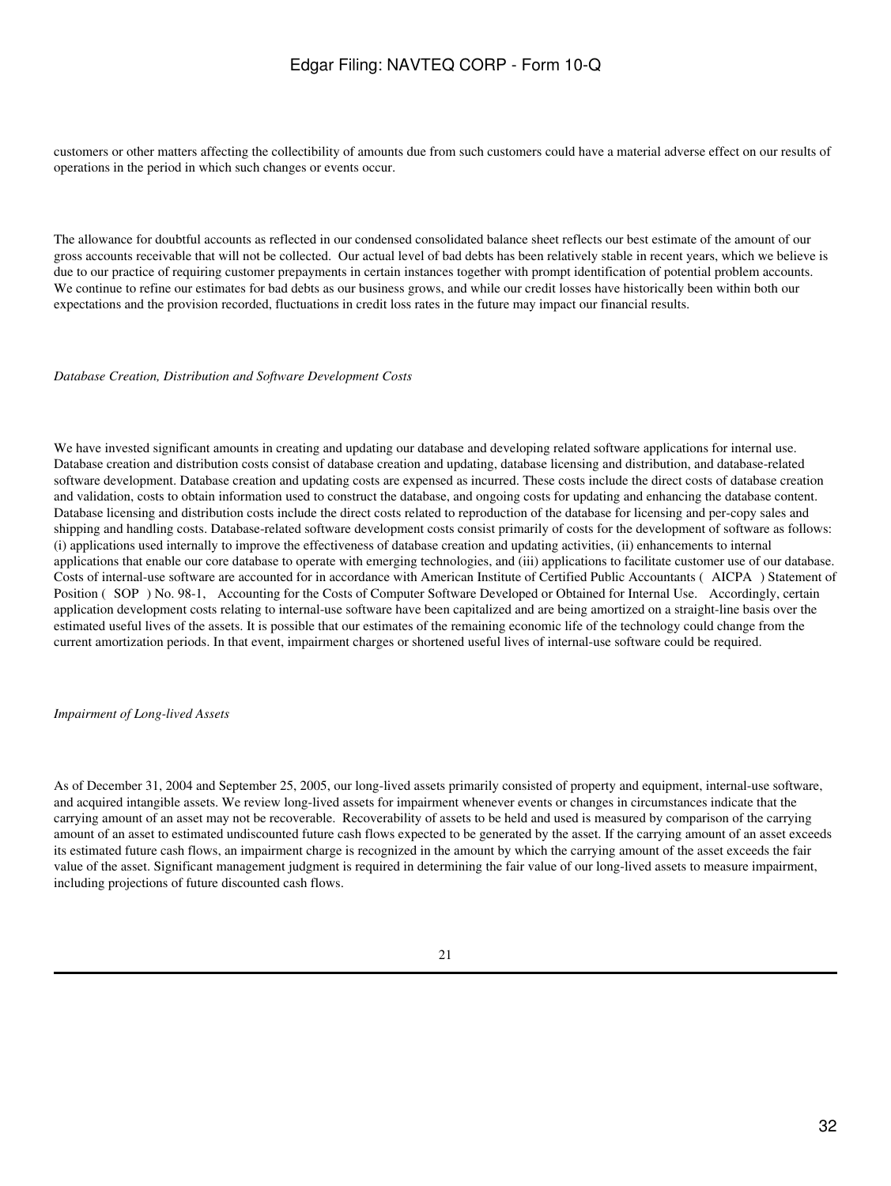customers or other matters affecting the collectibility of amounts due from such customers could have a material adverse effect on our results of operations in the period in which such changes or events occur.

The allowance for doubtful accounts as reflected in our condensed consolidated balance sheet reflects our best estimate of the amount of our gross accounts receivable that will not be collected. Our actual level of bad debts has been relatively stable in recent years, which we believe is due to our practice of requiring customer prepayments in certain instances together with prompt identification of potential problem accounts. We continue to refine our estimates for bad debts as our business grows, and while our credit losses have historically been within both our expectations and the provision recorded, fluctuations in credit loss rates in the future may impact our financial results.

*Database Creation, Distribution and Software Development Costs*

We have invested significant amounts in creating and updating our database and developing related software applications for internal use. Database creation and distribution costs consist of database creation and updating, database licensing and distribution, and database-related software development. Database creation and updating costs are expensed as incurred. These costs include the direct costs of database creation and validation, costs to obtain information used to construct the database, and ongoing costs for updating and enhancing the database content. Database licensing and distribution costs include the direct costs related to reproduction of the database for licensing and per-copy sales and shipping and handling costs. Database-related software development costs consist primarily of costs for the development of software as follows: (i) applications used internally to improve the effectiveness of database creation and updating activities, (ii) enhancements to internal applications that enable our core database to operate with emerging technologies, and (iii) applications to facilitate customer use of our database. Costs of internal-use software are accounted for in accordance with American Institute of Certified Public Accountants ( AICPA ) Statement of Position ( SOP ) No. 98-1, Accounting for the Costs of Computer Software Developed or Obtained for Internal Use. Accordingly, certain application development costs relating to internal-use software have been capitalized and are being amortized on a straight-line basis over the estimated useful lives of the assets. It is possible that our estimates of the remaining economic life of the technology could change from the current amortization periods. In that event, impairment charges or shortened useful lives of internal-use software could be required.

*Impairment of Long-lived Assets*

As of December 31, 2004 and September 25, 2005, our long-lived assets primarily consisted of property and equipment, internal-use software, and acquired intangible assets. We review long-lived assets for impairment whenever events or changes in circumstances indicate that the carrying amount of an asset may not be recoverable. Recoverability of assets to be held and used is measured by comparison of the carrying amount of an asset to estimated undiscounted future cash flows expected to be generated by the asset. If the carrying amount of an asset exceeds its estimated future cash flows, an impairment charge is recognized in the amount by which the carrying amount of the asset exceeds the fair value of the asset. Significant management judgment is required in determining the fair value of our long-lived assets to measure impairment, including projections of future discounted cash flows.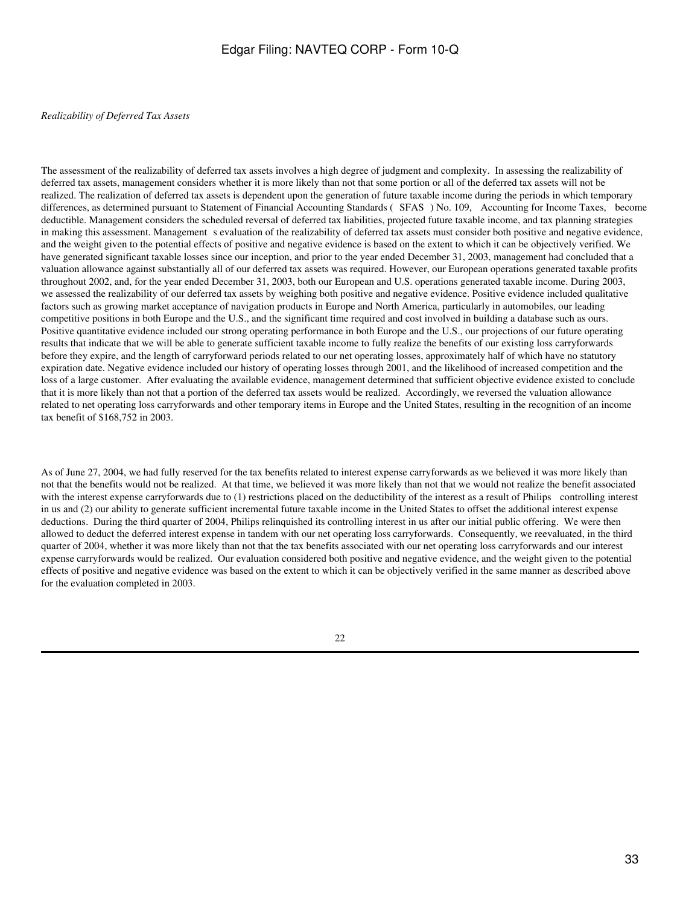*Realizability of Deferred Tax Assets*

The assessment of the realizability of deferred tax assets involves a high degree of judgment and complexity. In assessing the realizability of deferred tax assets, management considers whether it is more likely than not that some portion or all of the deferred tax assets will not be realized. The realization of deferred tax assets is dependent upon the generation of future taxable income during the periods in which temporary differences, as determined pursuant to Statement of Financial Accounting Standards ( SFAS ) No. 109, Accounting for Income Taxes, become deductible. Management considers the scheduled reversal of deferred tax liabilities, projected future taxable income, and tax planning strategies in making this assessment. Management s evaluation of the realizability of deferred tax assets must consider both positive and negative evidence, and the weight given to the potential effects of positive and negative evidence is based on the extent to which it can be objectively verified. We have generated significant taxable losses since our inception, and prior to the year ended December 31, 2003, management had concluded that a valuation allowance against substantially all of our deferred tax assets was required. However, our European operations generated taxable profits throughout 2002, and, for the year ended December 31, 2003, both our European and U.S. operations generated taxable income. During 2003, we assessed the realizability of our deferred tax assets by weighing both positive and negative evidence. Positive evidence included qualitative factors such as growing market acceptance of navigation products in Europe and North America, particularly in automobiles, our leading competitive positions in both Europe and the U.S., and the significant time required and cost involved in building a database such as ours. Positive quantitative evidence included our strong operating performance in both Europe and the U.S., our projections of our future operating results that indicate that we will be able to generate sufficient taxable income to fully realize the benefits of our existing loss carryforwards before they expire, and the length of carryforward periods related to our net operating losses, approximately half of which have no statutory expiration date. Negative evidence included our history of operating losses through 2001, and the likelihood of increased competition and the loss of a large customer. After evaluating the available evidence, management determined that sufficient objective evidence existed to conclude that it is more likely than not that a portion of the deferred tax assets would be realized. Accordingly, we reversed the valuation allowance related to net operating loss carryforwards and other temporary items in Europe and the United States, resulting in the recognition of an income tax benefit of $168,752 in 2003.

As of June 27, 2004, we had fully reserved for the tax benefits related to interest expense carryforwards as we believed it was more likely than not that the benefits would not be realized. At that time, we believed it was more likely than not that we would not realize the benefit associated with the interest expense carryforwards due to (1) restrictions placed on the deductibility of the interest as a result of Philips controlling interest in us and (2) our ability to generate sufficient incremental future taxable income in the United States to offset the additional interest expense deductions. During the third quarter of 2004, Philips relinquished its controlling interest in us after our initial public offering. We were then allowed to deduct the deferred interest expense in tandem with our net operating loss carryforwards. Consequently, we reevaluated, in the third quarter of 2004, whether it was more likely than not that the tax benefits associated with our net operating loss carryforwards and our interest expense carryforwards would be realized. Our evaluation considered both positive and negative evidence, and the weight given to the potential effects of positive and negative evidence was based on the extent to which it can be objectively verified in the same manner as described above for the evaluation completed in 2003.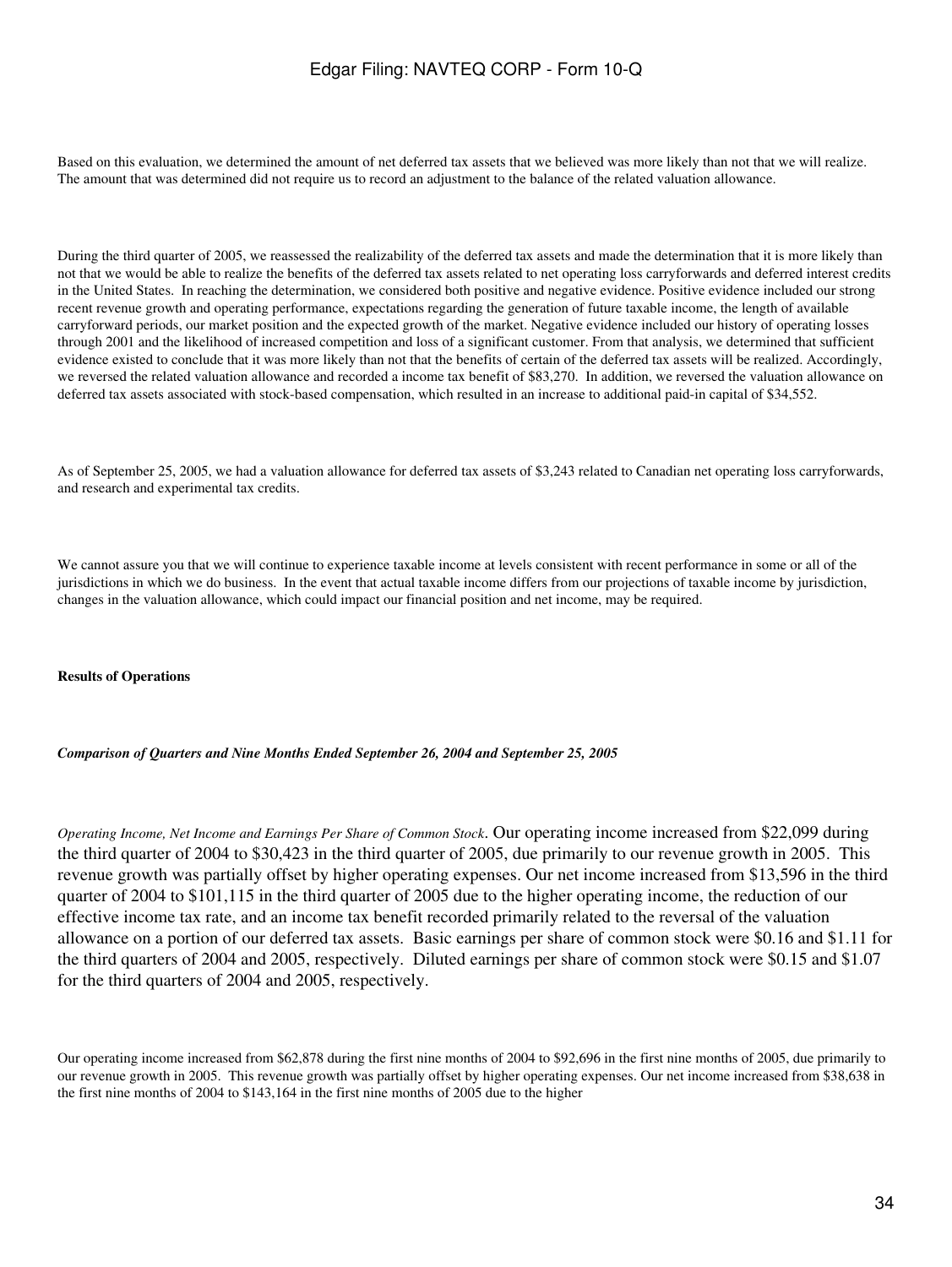Based on this evaluation, we determined the amount of net deferred tax assets that we believed was more likely than not that we will realize. The amount that was determined did not require us to record an adjustment to the balance of the related valuation allowance.

During the third quarter of 2005, we reassessed the realizability of the deferred tax assets and made the determination that it is more likely than not that we would be able to realize the benefits of the deferred tax assets related to net operating loss carryforwards and deferred interest credits in the United States. In reaching the determination, we considered both positive and negative evidence. Positive evidence included our strong recent revenue growth and operating performance, expectations regarding the generation of future taxable income, the length of available carryforward periods, our market position and the expected growth of the market. Negative evidence included our history of operating losses through 2001 and the likelihood of increased competition and loss of a significant customer. From that analysis, we determined that sufficient evidence existed to conclude that it was more likely than not that the benefits of certain of the deferred tax assets will be realized. Accordingly, we reversed the related valuation allowance and recorded a income tax benefit of $83,270. In addition, we reversed the valuation allowance on deferred tax assets associated with stock-based compensation, which resulted in an increase to additional paid-in capital of $34,552.

As of September 25, 2005, we had a valuation allowance for deferred tax assets of $3,243 related to Canadian net operating loss carryforwards, and research and experimental tax credits.

We cannot assure you that we will continue to experience taxable income at levels consistent with recent performance in some or all of the jurisdictions in which we do business. In the event that actual taxable income differs from our projections of taxable income by jurisdiction, changes in the valuation allowance, which could impact our financial position and net income, may be required.

**Results of Operations**

***Comparison of Quarters and Nine Months Ended September 26, 2004 and September 25, 2005***

*Operating Income, Net Income and Earnings Per Share of Common Stock*. Our operating income increased from $22,099 during the third quarter of 2004 to $30,423 in the third quarter of 2005, due primarily to our revenue growth in 2005. This revenue growth was partially offset by higher operating expenses. Our net income increased from $13,596 in the third quarter of 2004 to $101,115 in the third quarter of 2005 due to the higher operating income, the reduction of our effective income tax rate, and an income tax benefit recorded primarily related to the reversal of the valuation allowance on a portion of our deferred tax assets. Basic earnings per share of common stock were $0.16 and $1.11 for the third quarters of 2004 and 2005, respectively. Diluted earnings per share of common stock were $0.15 and $1.07 for the third quarters of 2004 and 2005, respectively.

Our operating income increased from $62,878 during the first nine months of 2004 to $92,696 in the first nine months of 2005, due primarily to our revenue growth in 2005. This revenue growth was partially offset by higher operating expenses. Our net income increased from $38,638 in the first nine months of 2004 to $143,164 in the first nine months of 2005 due to the higher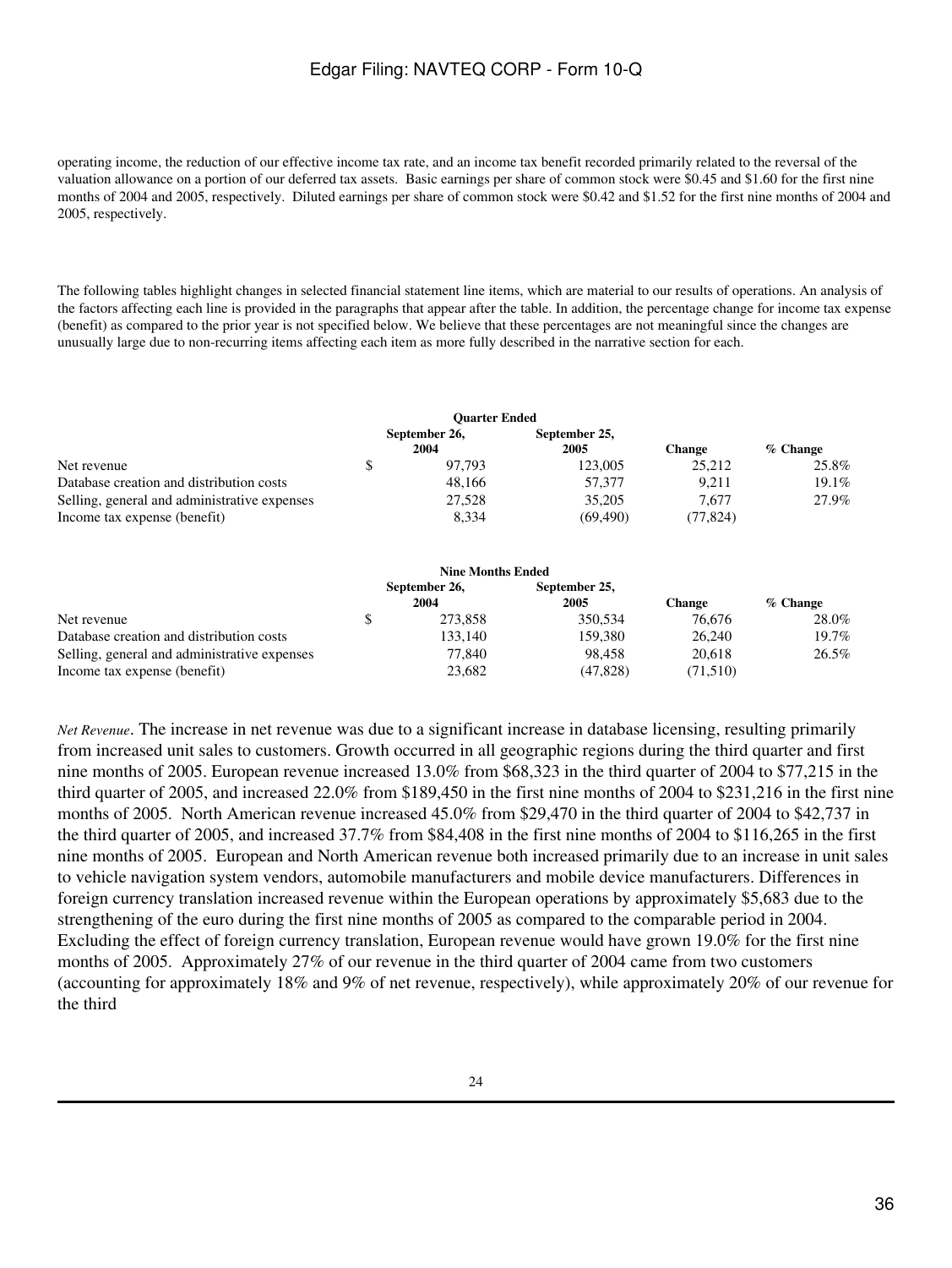operating income, the reduction of our effective income tax rate, and an income tax benefit recorded primarily related to the reversal of the valuation allowance on a portion of our deferred tax assets. Basic earnings per share of common stock were $0.45 and $1.60 for the first nine months of 2004 and 2005, respectively. Diluted earnings per share of common stock were $0.42 and $1.52 for the first nine months of 2004 and 2005, respectively.

The following tables highlight changes in selected financial statement line items, which are material to our results of operations. An analysis of the factors affecting each line is provided in the paragraphs that appear after the table. In addition, the percentage change for income tax expense (benefit) as compared to the prior year is not specified below. We believe that these percentages are not meaningful since the changes are unusually large due to non-recurring items affecting each item as more fully described in the narrative section for each.

| | Quarter Ended | | | |
|---|---|---|---|---|
| | September 26, 2004 | September 25, 2005 | Change | % Change |
| Net revenue | $ 97,793 | 123,005 | 25,212 | 25.8% |
| Database creation and distribution costs | 48,166 | 57,377 | 9,211 | 19.1% |
| Selling, general and administrative expenses | 27,528 | 35,205 | 7,677 | 27.9% |
| Income tax expense (benefit) | 8,334 | (69,490) | (77,824) | |

| | Nine Months Ended | | | |
|---|---|---|---|---|
| | September 26, 2004 | September 25, 2005 | Change | % Change |
| Net revenue | $ 273,858 | 350,534 | 76,676 | 28.0% |
| Database creation and distribution costs | 133,140 | 159,380 | 26,240 | 19.7% |
| Selling, general and administrative expenses | 77,840 | 98,458 | 20,618 | 26.5% |
| Income tax expense (benefit) | 23,682 | (47,828) | (71,510) | |

*Net Revenue*. The increase in net revenue was due to a significant increase in database licensing, resulting primarily from increased unit sales to customers. Growth occurred in all geographic regions during the third quarter and first nine months of 2005. European revenue increased 13.0% from $68,323 in the third quarter of 2004 to $77,215 in the third quarter of 2005, and increased 22.0% from $189,450 in the first nine months of 2004 to $231,216 in the first nine months of 2005. North American revenue increased 45.0% from $29,470 in the third quarter of 2004 to $42,737 in the third quarter of 2005, and increased 37.7% from $84,408 in the first nine months of 2004 to $116,265 in the first nine months of 2005. European and North American revenue both increased primarily due to an increase in unit sales to vehicle navigation system vendors, automobile manufacturers and mobile device manufacturers. Differences in foreign currency translation increased revenue within the European operations by approximately $5,683 due to the strengthening of the euro during the first nine months of 2005 as compared to the comparable period in 2004. Excluding the effect of foreign currency translation, European revenue would have grown 19.0% for the first nine months of 2005. Approximately 27% of our revenue in the third quarter of 2004 came from two customers (accounting for approximately 18% and 9% of net revenue, respectively), while approximately 20% of our revenue for the third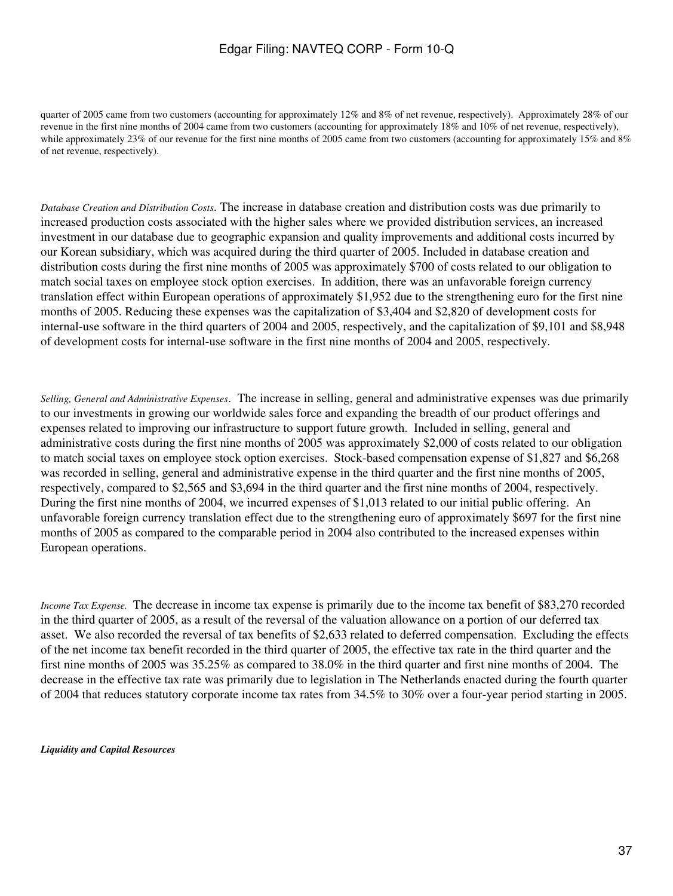quarter of 2005 came from two customers (accounting for approximately 12% and 8% of net revenue, respectively). Approximately 28% of our revenue in the first nine months of 2004 came from two customers (accounting for approximately 18% and 10% of net revenue, respectively), while approximately 23% of our revenue for the first nine months of 2005 came from two customers (accounting for approximately 15% and 8% of net revenue, respectively).

*Database Creation and Distribution Costs*. The increase in database creation and distribution costs was due primarily to increased production costs associated with the higher sales where we provided distribution services, an increased investment in our database due to geographic expansion and quality improvements and additional costs incurred by our Korean subsidiary, which was acquired during the third quarter of 2005. Included in database creation and distribution costs during the first nine months of 2005 was approximately $700 of costs related to our obligation to match social taxes on employee stock option exercises. In addition, there was an unfavorable foreign currency translation effect within European operations of approximately $1,952 due to the strengthening euro for the first nine months of 2005. Reducing these expenses was the capitalization of $3,404 and $2,820 of development costs for internal-use software in the third quarters of 2004 and 2005, respectively, and the capitalization of $9,101 and $8,948 of development costs for internal-use software in the first nine months of 2004 and 2005, respectively.

*Selling, General and Administrative Expenses*. The increase in selling, general and administrative expenses was due primarily to our investments in growing our worldwide sales force and expanding the breadth of our product offerings and expenses related to improving our infrastructure to support future growth. Included in selling, general and administrative costs during the first nine months of 2005 was approximately $2,000 of costs related to our obligation to match social taxes on employee stock option exercises. Stock-based compensation expense of $1,827 and $6,268 was recorded in selling, general and administrative expense in the third quarter and the first nine months of 2005, respectively, compared to $2,565 and $3,694 in the third quarter and the first nine months of 2004, respectively. During the first nine months of 2004, we incurred expenses of $1,013 related to our initial public offering. An unfavorable foreign currency translation effect due to the strengthening euro of approximately $697 for the first nine months of 2005 as compared to the comparable period in 2004 also contributed to the increased expenses within European operations.

*Income Tax Expense.* The decrease in income tax expense is primarily due to the income tax benefit of $83,270 recorded in the third quarter of 2005, as a result of the reversal of the valuation allowance on a portion of our deferred tax asset. We also recorded the reversal of tax benefits of $2,633 related to deferred compensation. Excluding the effects of the net income tax benefit recorded in the third quarter of 2005, the effective tax rate in the third quarter and the first nine months of 2005 was 35.25% as compared to 38.0% in the third quarter and first nine months of 2004. The decrease in the effective tax rate was primarily due to legislation in The Netherlands enacted during the fourth quarter of 2004 that reduces statutory corporate income tax rates from 34.5% to 30% over a four-year period starting in 2005.

***Liquidity and Capital Resources***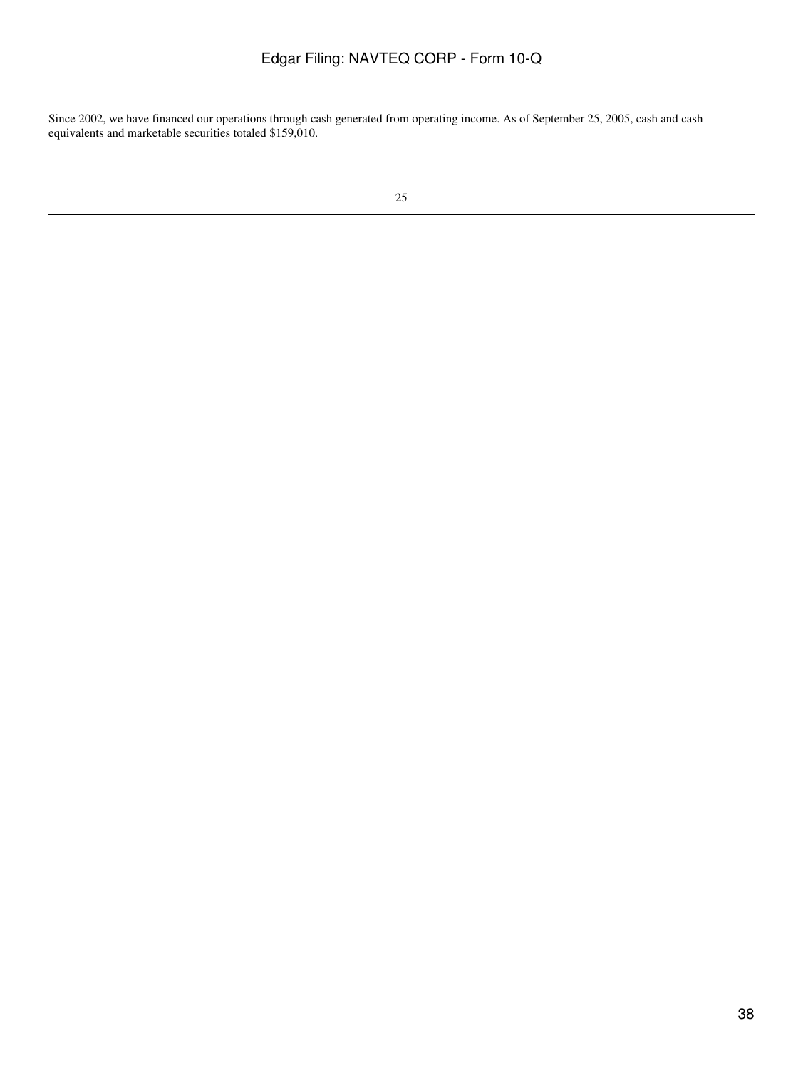Since 2002, we have financed our operations through cash generated from operating income. As of September 25, 2005, cash and cash equivalents and marketable securities totaled $159,010.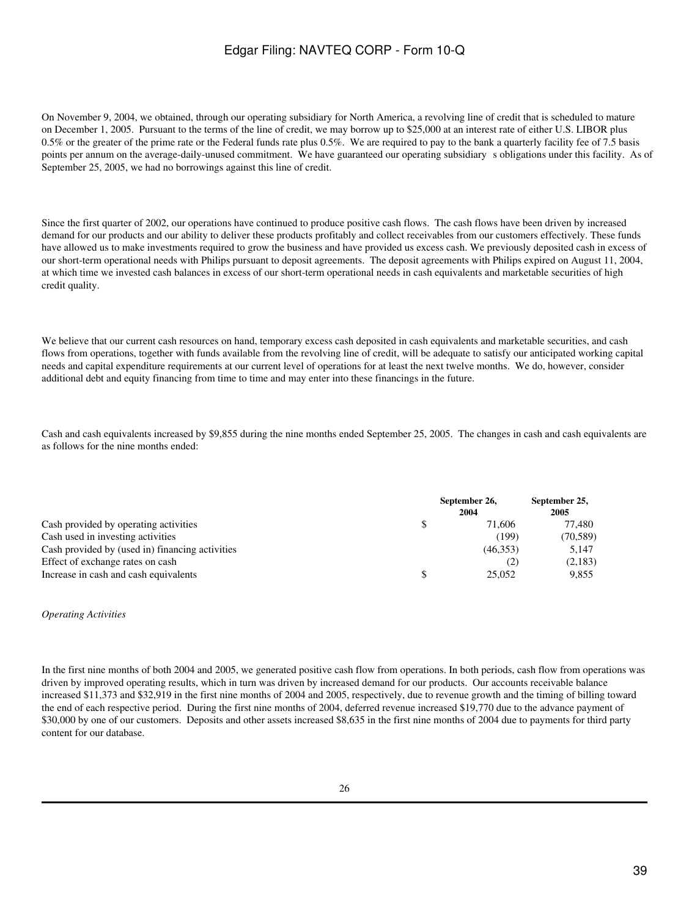On November 9, 2004, we obtained, through our operating subsidiary for North America, a revolving line of credit that is scheduled to mature on December 1, 2005. Pursuant to the terms of the line of credit, we may borrow up to $25,000 at an interest rate of either U.S. LIBOR plus 0.5% or the greater of the prime rate or the Federal funds rate plus 0.5%. We are required to pay to the bank a quarterly facility fee of 7.5 basis points per annum on the average-daily-unused commitment. We have guaranteed our operating subsidiary s obligations under this facility. As of September 25, 2005, we had no borrowings against this line of credit.

Since the first quarter of 2002, our operations have continued to produce positive cash flows. The cash flows have been driven by increased demand for our products and our ability to deliver these products profitably and collect receivables from our customers effectively. These funds have allowed us to make investments required to grow the business and have provided us excess cash. We previously deposited cash in excess of our short-term operational needs with Philips pursuant to deposit agreements. The deposit agreements with Philips expired on August 11, 2004, at which time we invested cash balances in excess of our short-term operational needs in cash equivalents and marketable securities of high credit quality.

We believe that our current cash resources on hand, temporary excess cash deposited in cash equivalents and marketable securities, and cash flows from operations, together with funds available from the revolving line of credit, will be adequate to satisfy our anticipated working capital needs and capital expenditure requirements at our current level of operations for at least the next twelve months. We do, however, consider additional debt and equity financing from time to time and may enter into these financings in the future.

Cash and cash equivalents increased by $9,855 during the nine months ended September 25, 2005. The changes in cash and cash equivalents are as follows for the nine months ended:

| | September 26, 2004 | September 25, 2005 |
|---|---|---|
| Cash provided by operating activities | $ 71,606 | 77,480 |
| Cash used in investing activities | (199) | (70,589) |
| Cash provided by (used in) financing activities | (46,353) | 5,147 |
| Effect of exchange rates on cash | (2) | (2,183) |
| Increase in cash and cash equivalents | $ 25,052 | 9,855 |

*Operating Activities*

In the first nine months of both 2004 and 2005, we generated positive cash flow from operations. In both periods, cash flow from operations was driven by improved operating results, which in turn was driven by increased demand for our products. Our accounts receivable balance increased $11,373 and $32,919 in the first nine months of 2004 and 2005, respectively, due to revenue growth and the timing of billing toward the end of each respective period. During the first nine months of 2004, deferred revenue increased $19,770 due to the advance payment of $30,000 by one of our customers. Deposits and other assets increased $8,635 in the first nine months of 2004 due to payments for third party content for our database.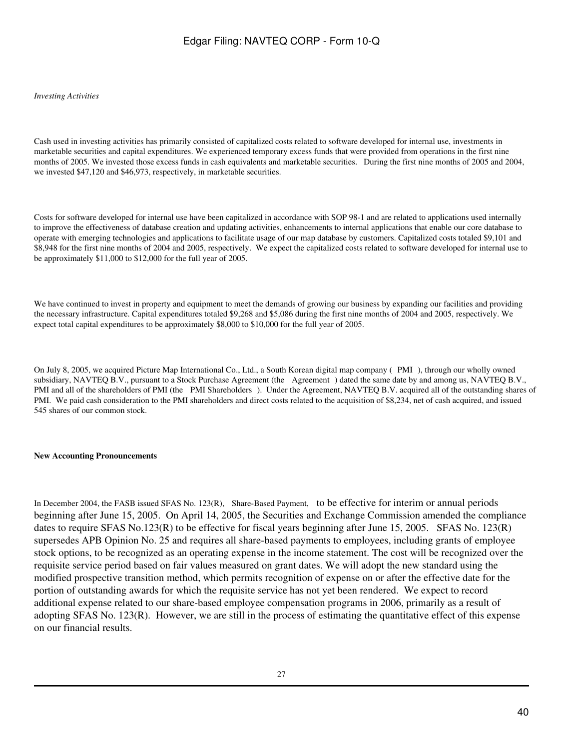*Investing Activities*

Cash used in investing activities has primarily consisted of capitalized costs related to software developed for internal use, investments in marketable securities and capital expenditures. We experienced temporary excess funds that were provided from operations in the first nine months of 2005. We invested those excess funds in cash equivalents and marketable securities. During the first nine months of 2005 and 2004, we invested $47,120 and $46,973, respectively, in marketable securities.

Costs for software developed for internal use have been capitalized in accordance with SOP 98-1 and are related to applications used internally to improve the effectiveness of database creation and updating activities, enhancements to internal applications that enable our core database to operate with emerging technologies and applications to facilitate usage of our map database by customers. Capitalized costs totaled $9,101 and $8,948 for the first nine months of 2004 and 2005, respectively. We expect the capitalized costs related to software developed for internal use to be approximately $11,000 to $12,000 for the full year of 2005.

We have continued to invest in property and equipment to meet the demands of growing our business by expanding our facilities and providing the necessary infrastructure. Capital expenditures totaled $9,268 and $5,086 during the first nine months of 2004 and 2005, respectively. We expect total capital expenditures to be approximately $8,000 to $10,000 for the full year of 2005.

On July 8, 2005, we acquired Picture Map International Co., Ltd., a South Korean digital map company ( PMI ), through our wholly owned subsidiary, NAVTEQ B.V., pursuant to a Stock Purchase Agreement (the Agreement ) dated the same date by and among us, NAVTEQ B.V., PMI and all of the shareholders of PMI (the PMI Shareholders ). Under the Agreement, NAVTEQ B.V. acquired all of the outstanding shares of PMI. We paid cash consideration to the PMI shareholders and direct costs related to the acquisition of $8,234, net of cash acquired, and issued 545 shares of our common stock.

**New Accounting Pronouncements**

In December 2004, the FASB issued SFAS No. 123(R), Share-Based Payment, to be effective for interim or annual periods beginning after June 15, 2005. On April 14, 2005, the Securities and Exchange Commission amended the compliance dates to require SFAS No.123(R) to be effective for fiscal years beginning after June 15, 2005. SFAS No. 123(R) supersedes APB Opinion No. 25 and requires all share-based payments to employees, including grants of employee stock options, to be recognized as an operating expense in the income statement. The cost will be recognized over the requisite service period based on fair values measured on grant dates. We will adopt the new standard using the modified prospective transition method, which permits recognition of expense on or after the effective date for the portion of outstanding awards for which the requisite service has not yet been rendered. We expect to record additional expense related to our share-based employee compensation programs in 2006, primarily as a result of adopting SFAS No. 123(R). However, we are still in the process of estimating the quantitative effect of this expense on our financial results.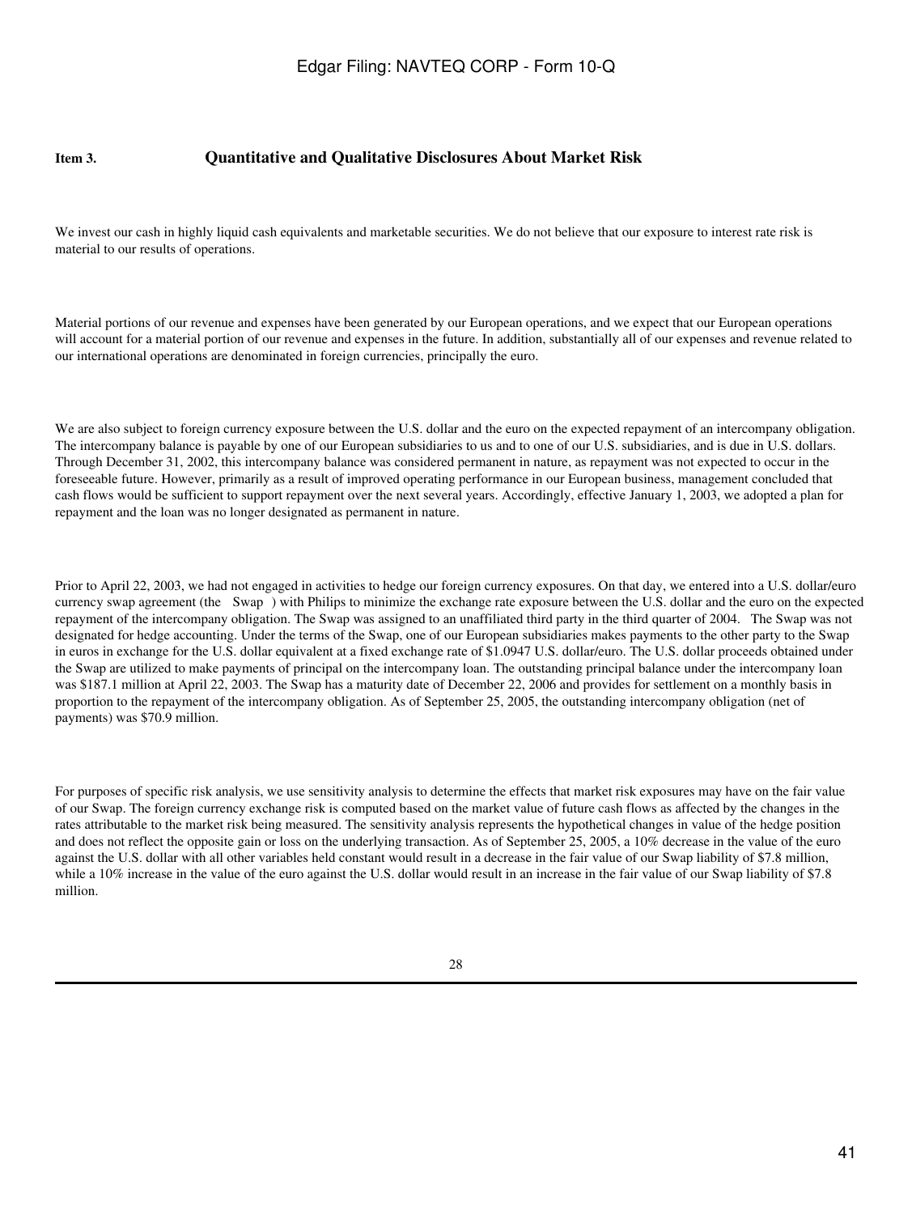## Item 3. Quantitative and Qualitative Disclosures About Market Risk

We invest our cash in highly liquid cash equivalents and marketable securities. We do not believe that our exposure to interest rate risk is material to our results of operations.

Material portions of our revenue and expenses have been generated by our European operations, and we expect that our European operations will account for a material portion of our revenue and expenses in the future. In addition, substantially all of our expenses and revenue related to our international operations are denominated in foreign currencies, principally the euro.

We are also subject to foreign currency exposure between the U.S. dollar and the euro on the expected repayment of an intercompany obligation. The intercompany balance is payable by one of our European subsidiaries to us and to one of our U.S. subsidiaries, and is due in U.S. dollars. Through December 31, 2002, this intercompany balance was considered permanent in nature, as repayment was not expected to occur in the foreseeable future. However, primarily as a result of improved operating performance in our European business, management concluded that cash flows would be sufficient to support repayment over the next several years. Accordingly, effective January 1, 2003, we adopted a plan for repayment and the loan was no longer designated as permanent in nature.

Prior to April 22, 2003, we had not engaged in activities to hedge our foreign currency exposures. On that day, we entered into a U.S. dollar/euro currency swap agreement (the Swap ) with Philips to minimize the exchange rate exposure between the U.S. dollar and the euro on the expected repayment of the intercompany obligation. The Swap was assigned to an unaffiliated third party in the third quarter of 2004. The Swap was not designated for hedge accounting. Under the terms of the Swap, one of our European subsidiaries makes payments to the other party to the Swap in euros in exchange for the U.S. dollar equivalent at a fixed exchange rate of $1.0947 U.S. dollar/euro. The U.S. dollar proceeds obtained under the Swap are utilized to make payments of principal on the intercompany loan. The outstanding principal balance under the intercompany loan was $187.1 million at April 22, 2003. The Swap has a maturity date of December 22, 2006 and provides for settlement on a monthly basis in proportion to the repayment of the intercompany obligation. As of September 25, 2005, the outstanding intercompany obligation (net of payments) was $70.9 million.

For purposes of specific risk analysis, we use sensitivity analysis to determine the effects that market risk exposures may have on the fair value of our Swap. The foreign currency exchange risk is computed based on the market value of future cash flows as affected by the changes in the rates attributable to the market risk being measured. The sensitivity analysis represents the hypothetical changes in value of the hedge position and does not reflect the opposite gain or loss on the underlying transaction. As of September 25, 2005, a 10% decrease in the value of the euro against the U.S. dollar with all other variables held constant would result in a decrease in the fair value of our Swap liability of $7.8 million, while a 10% increase in the value of the euro against the U.S. dollar would result in an increase in the fair value of our Swap liability of $7.8 million.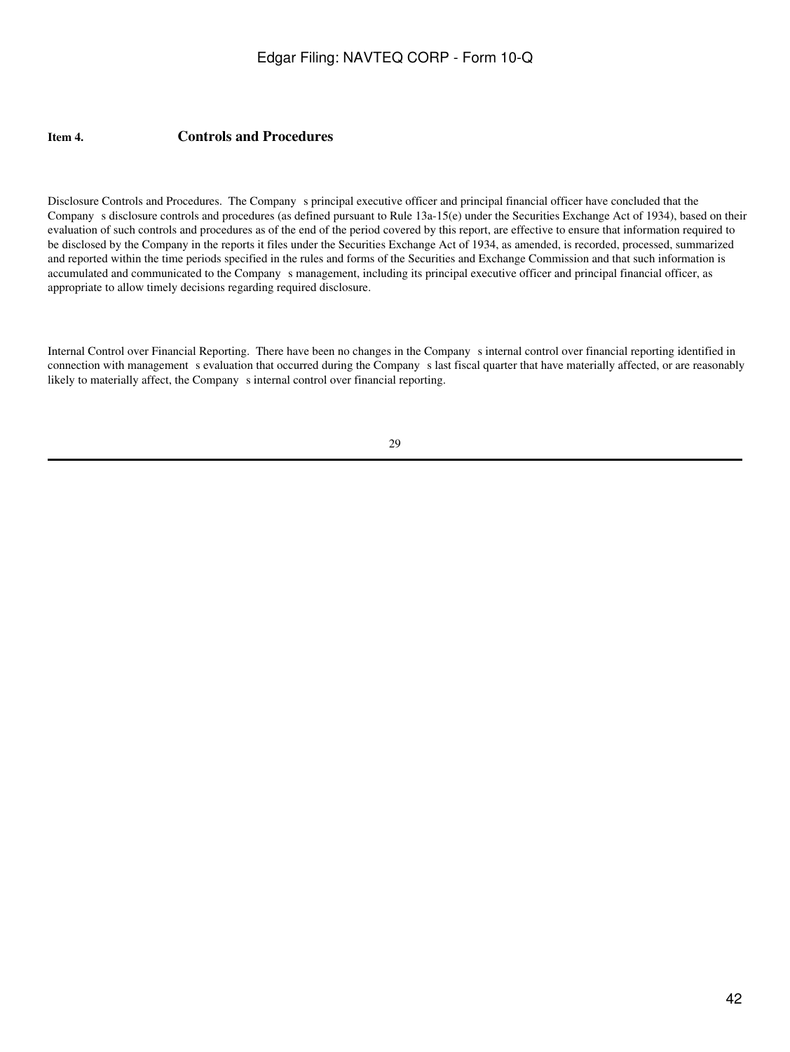## Item 4. Controls and Procedures

Disclosure Controls and Procedures. The Company s principal executive officer and principal financial officer have concluded that the Company s disclosure controls and procedures (as defined pursuant to Rule 13a-15(e) under the Securities Exchange Act of 1934), based on their evaluation of such controls and procedures as of the end of the period covered by this report, are effective to ensure that information required to be disclosed by the Company in the reports it files under the Securities Exchange Act of 1934, as amended, is recorded, processed, summarized and reported within the time periods specified in the rules and forms of the Securities and Exchange Commission and that such information is accumulated and communicated to the Company s management, including its principal executive officer and principal financial officer, as appropriate to allow timely decisions regarding required disclosure.

Internal Control over Financial Reporting. There have been no changes in the Company s internal control over financial reporting identified in connection with management s evaluation that occurred during the Company s last fiscal quarter that have materially affected, or are reasonably likely to materially affect, the Company s internal control over financial reporting.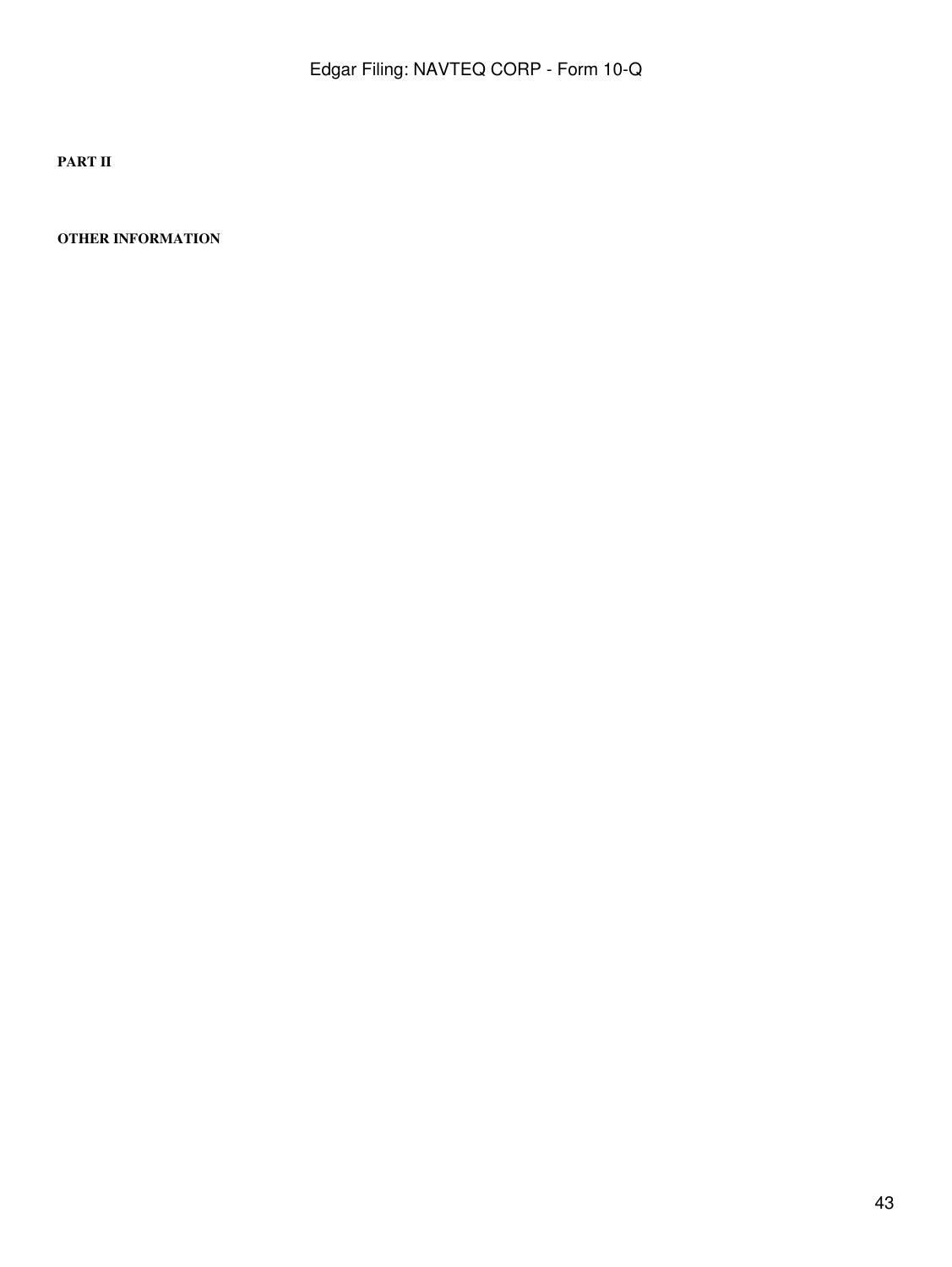**PART II**

**OTHER INFORMATION**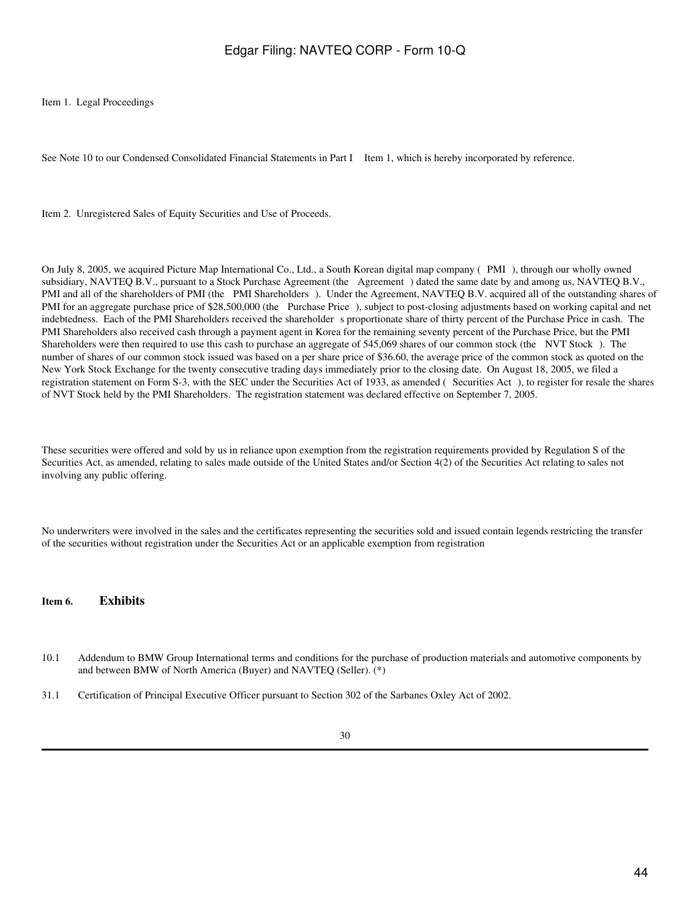Item 1. Legal Proceedings

See Note 10 to our Condensed Consolidated Financial Statements in Part I Item 1, which is hereby incorporated by reference.

Item 2. Unregistered Sales of Equity Securities and Use of Proceeds.

On July 8, 2005, we acquired Picture Map International Co., Ltd., a South Korean digital map company ( PMI ), through our wholly owned subsidiary, NAVTEQ B.V., pursuant to a Stock Purchase Agreement (the Agreement ) dated the same date by and among us, NAVTEQ B.V., PMI and all of the shareholders of PMI (the PMI Shareholders ). Under the Agreement, NAVTEQ B.V. acquired all of the outstanding shares of PMI for an aggregate purchase price of $28,500,000 (the Purchase Price ), subject to post-closing adjustments based on working capital and net indebtedness. Each of the PMI Shareholders received the shareholder s proportionate share of thirty percent of the Purchase Price in cash. The PMI Shareholders also received cash through a payment agent in Korea for the remaining seventy percent of the Purchase Price, but the PMI Shareholders were then required to use this cash to purchase an aggregate of 545,069 shares of our common stock (the NVT Stock ). The number of shares of our common stock issued was based on a per share price of $36.60, the average price of the common stock as quoted on the New York Stock Exchange for the twenty consecutive trading days immediately prior to the closing date. On August 18, 2005, we filed a registration statement on Form S-3, with the SEC under the Securities Act of 1933, as amended ( Securities Act ), to register for resale the shares of NVT Stock held by the PMI Shareholders. The registration statement was declared effective on September 7, 2005.

These securities were offered and sold by us in reliance upon exemption from the registration requirements provided by Regulation S of the Securities Act, as amended, relating to sales made outside of the United States and/or Section 4(2) of the Securities Act relating to sales not involving any public offering.

No underwriters were involved in the sales and the certificates representing the securities sold and issued contain legends restricting the transfer of the securities without registration under the Securities Act or an applicable exemption from registration

**Item 6. Exhibits**

10.1 Addendum to BMW Group International terms and conditions for the purchase of production materials and automotive components by and between BMW of North America (Buyer) and NAVTEQ (Seller). (*)

31.1 Certification of Principal Executive Officer pursuant to Section 302 of the Sarbanes Oxley Act of 2002.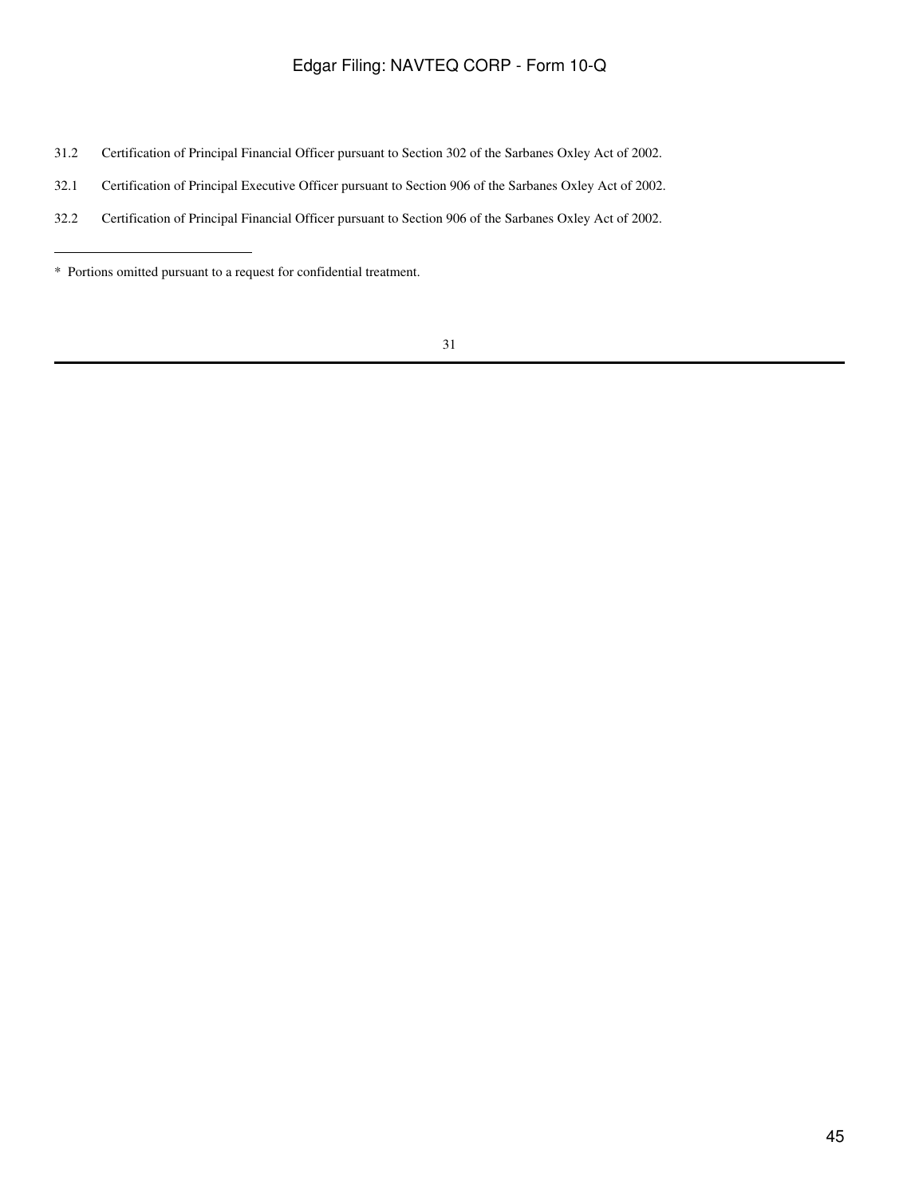31.2 Certification of Principal Financial Officer pursuant to Section 302 of the Sarbanes Oxley Act of 2002.

32.1 Certification of Principal Executive Officer pursuant to Section 906 of the Sarbanes Oxley Act of 2002.

32.2 Certification of Principal Financial Officer pursuant to Section 906 of the Sarbanes Oxley Act of 2002.

---

* Portions omitted pursuant to a request for confidential treatment.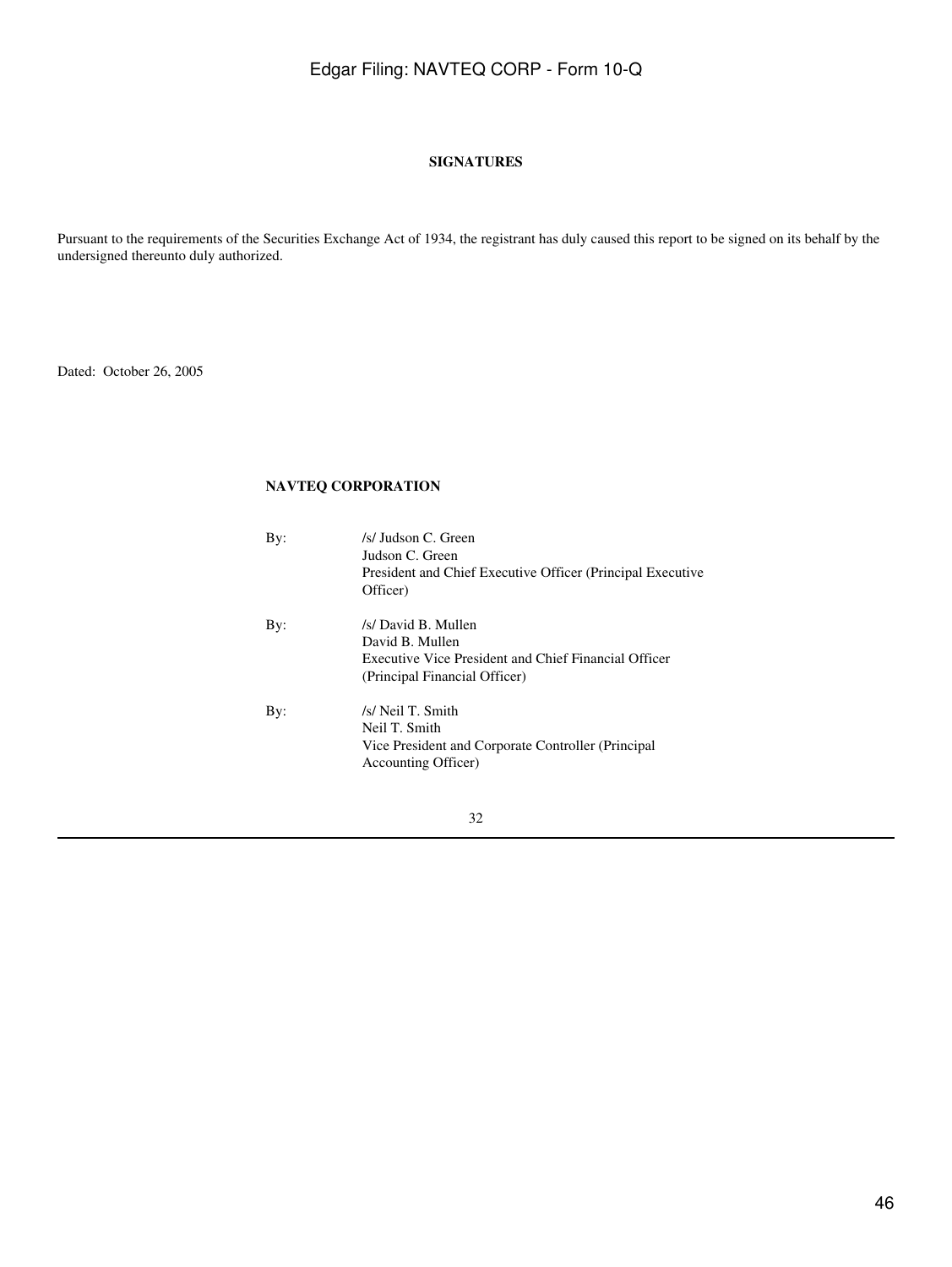## SIGNATURES

Pursuant to the requirements of the Securities Exchange Act of 1934, the registrant has duly caused this report to be signed on its behalf by the undersigned thereunto duly authorized.

Dated: October 26, 2005

**NAVTEQ CORPORATION**

| | |
|---|---|
| By: | /s/ Judson C. Green<br>Judson C. Green<br>President and Chief Executive Officer (Principal Executive Officer) |
| By: | /s/ David B. Mullen<br>David B. Mullen<br>Executive Vice President and Chief Financial Officer (Principal Financial Officer) |
| By: | /s/ Neil T. Smith<br>Neil T. Smith<br>Vice President and Corporate Controller (Principal Accounting Officer) |